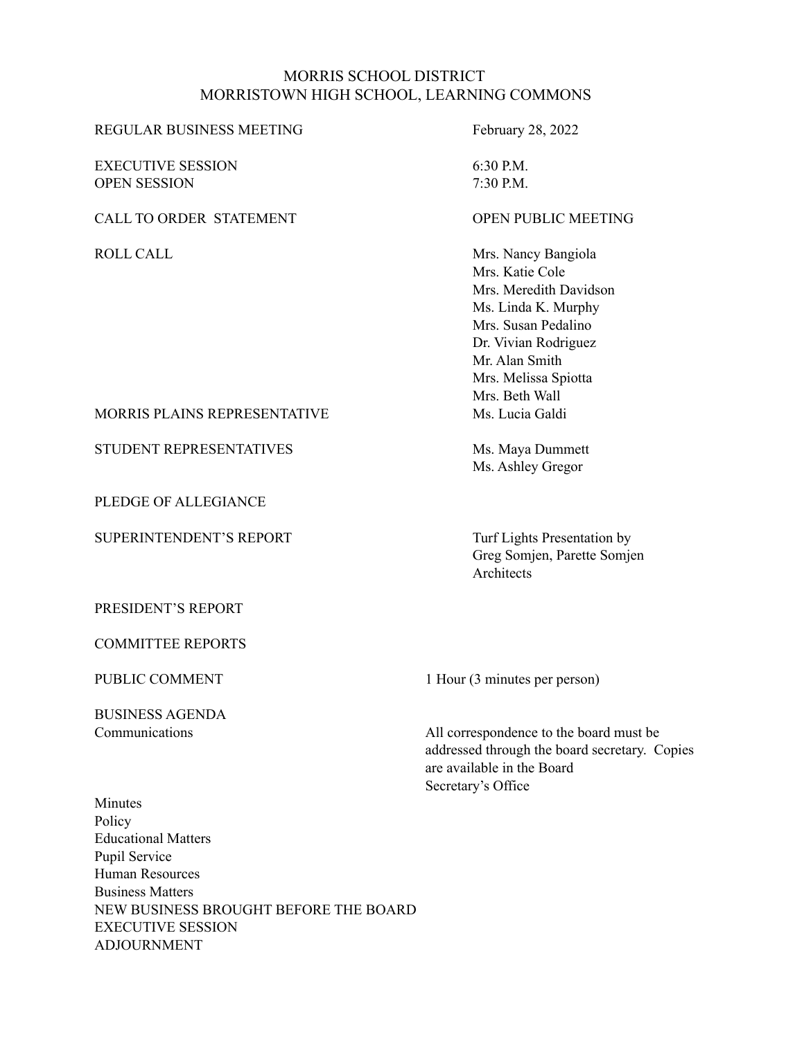# MORRIS SCHOOL DISTRICT
## MORRISTOWN HIGH SCHOOL, LEARNING COMMONS

| | |
|---|---|
| REGULAR BUSINESS MEETING | February 28, 2022 |
| EXECUTIVE SESSION | 6:30 P.M. |
| OPEN SESSION | 7:30 P.M. |
| CALL TO ORDER STATEMENT | OPEN PUBLIC MEETING |
| ROLL CALL | Mrs. Nancy Bangiola<br>Mrs. Katie Cole<br>Mrs. Meredith Davidson<br>Ms. Linda K. Murphy<br>Mrs. Susan Pedalino<br>Dr. Vivian Rodriguez<br>Mr. Alan Smith<br>Mrs. Melissa Spiotta<br>Mrs. Beth Wall |
| MORRIS PLAINS REPRESENTATIVE | Ms. Lucia Galdi |
| STUDENT REPRESENTATIVES | Ms. Maya Dummett<br>Ms. Ashley Gregor |
| PLEDGE OF ALLEGIANCE | |
| SUPERINTENDENT'S REPORT | Turf Lights Presentation by Greg Somjen, Parette Somjen Architects |
| PRESIDENT'S REPORT | |
| COMMITTEE REPORTS | |
| PUBLIC COMMENT | 1 Hour (3 minutes per person) |

BUSINESS AGENDA

Communications — All correspondence to the board must be addressed through the board secretary. Copies are available in the Board Secretary's Office

Minutes
Policy
Educational Matters
Pupil Service
Human Resources
Business Matters
NEW BUSINESS BROUGHT BEFORE THE BOARD
EXECUTIVE SESSION
ADJOURNMENT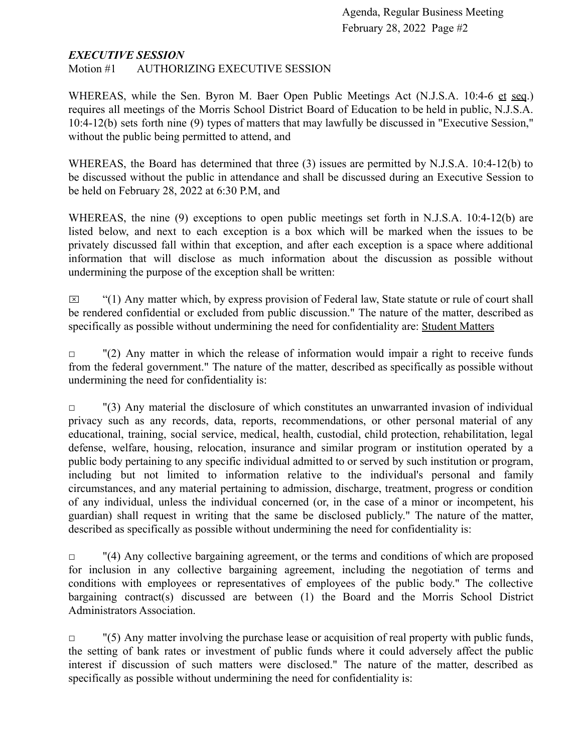***EXECUTIVE SESSION***

Motion #1 AUTHORIZING EXECUTIVE SESSION

WHEREAS, while the Sen. Byron M. Baer Open Public Meetings Act (N.J.S.A. 10:4-6 et seq.) requires all meetings of the Morris School District Board of Education to be held in public, N.J.S.A. 10:4-12(b) sets forth nine (9) types of matters that may lawfully be discussed in "Executive Session," without the public being permitted to attend, and

WHEREAS, the Board has determined that three (3) issues are permitted by N.J.S.A. 10:4-12(b) to be discussed without the public in attendance and shall be discussed during an Executive Session to be held on February 28, 2022 at 6:30 P.M, and

WHEREAS, the nine (9) exceptions to open public meetings set forth in N.J.S.A. 10:4-12(b) are listed below, and next to each exception is a box which will be marked when the issues to be privately discussed fall within that exception, and after each exception is a space where additional information that will disclose as much information about the discussion as possible without undermining the purpose of the exception shall be written:

☒ "(1) Any matter which, by express provision of Federal law, State statute or rule of court shall be rendered confidential or excluded from public discussion." The nature of the matter, described as specifically as possible without undermining the need for confidentiality are: Student Matters

☐ "(2) Any matter in which the release of information would impair a right to receive funds from the federal government." The nature of the matter, described as specifically as possible without undermining the need for confidentiality is:

☐ "(3) Any material the disclosure of which constitutes an unwarranted invasion of individual privacy such as any records, data, reports, recommendations, or other personal material of any educational, training, social service, medical, health, custodial, child protection, rehabilitation, legal defense, welfare, housing, relocation, insurance and similar program or institution operated by a public body pertaining to any specific individual admitted to or served by such institution or program, including but not limited to information relative to the individual's personal and family circumstances, and any material pertaining to admission, discharge, treatment, progress or condition of any individual, unless the individual concerned (or, in the case of a minor or incompetent, his guardian) shall request in writing that the same be disclosed publicly." The nature of the matter, described as specifically as possible without undermining the need for confidentiality is:

☐ "(4) Any collective bargaining agreement, or the terms and conditions of which are proposed for inclusion in any collective bargaining agreement, including the negotiation of terms and conditions with employees or representatives of employees of the public body." The collective bargaining contract(s) discussed are between (1) the Board and the Morris School District Administrators Association.

☐ "(5) Any matter involving the purchase lease or acquisition of real property with public funds, the setting of bank rates or investment of public funds where it could adversely affect the public interest if discussion of such matters were disclosed." The nature of the matter, described as specifically as possible without undermining the need for confidentiality is: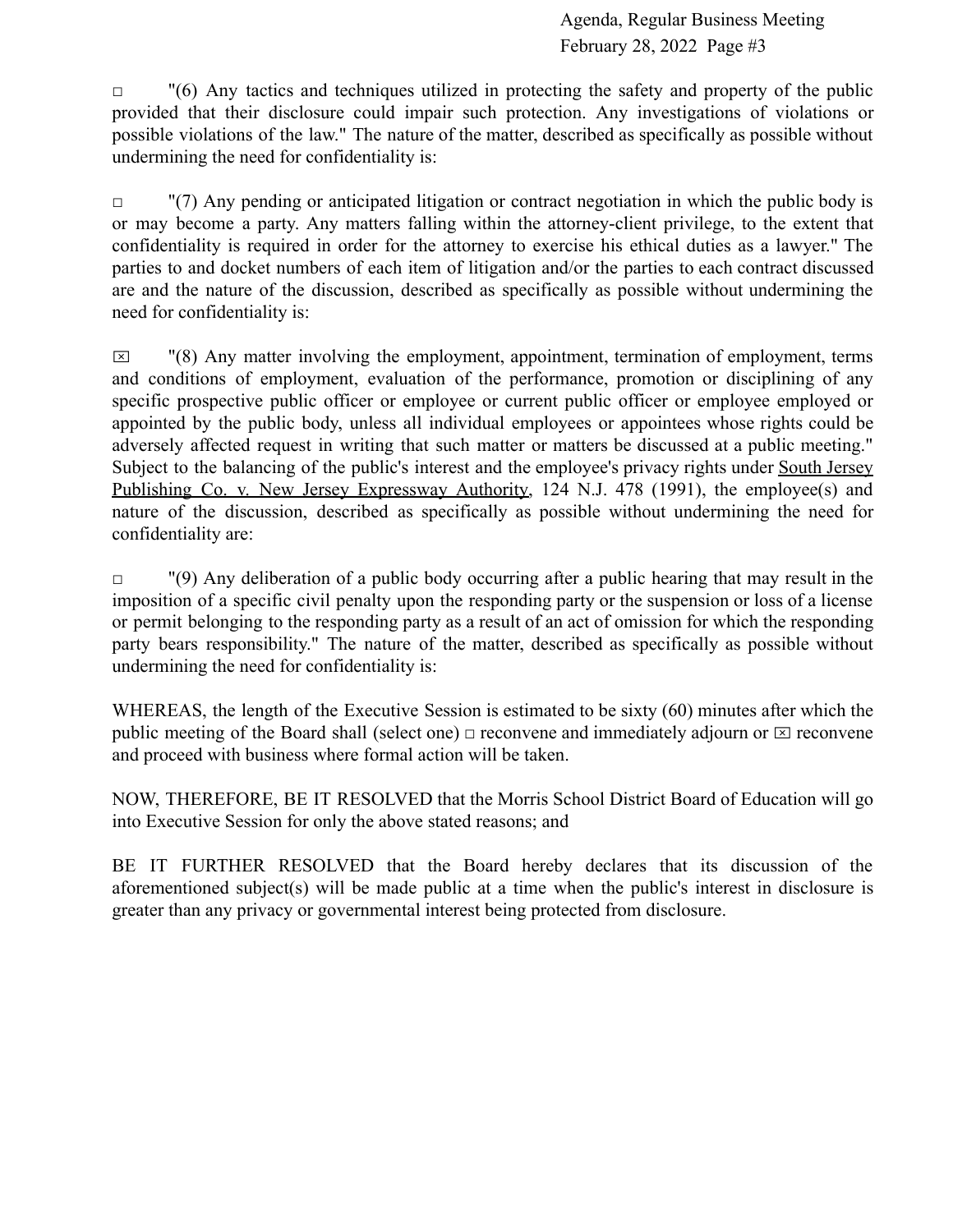☐ "(6) Any tactics and techniques utilized in protecting the safety and property of the public provided that their disclosure could impair such protection. Any investigations of violations or possible violations of the law." The nature of the matter, described as specifically as possible without undermining the need for confidentiality is:

☐ "(7) Any pending or anticipated litigation or contract negotiation in which the public body is or may become a party. Any matters falling within the attorney-client privilege, to the extent that confidentiality is required in order for the attorney to exercise his ethical duties as a lawyer." The parties to and docket numbers of each item of litigation and/or the parties to each contract discussed are and the nature of the discussion, described as specifically as possible without undermining the need for confidentiality is:

☒ "(8) Any matter involving the employment, appointment, termination of employment, terms and conditions of employment, evaluation of the performance, promotion or disciplining of any specific prospective public officer or employee or current public officer or employee employed or appointed by the public body, unless all individual employees or appointees whose rights could be adversely affected request in writing that such matter or matters be discussed at a public meeting." Subject to the balancing of the public's interest and the employee's privacy rights under South Jersey Publishing Co. v. New Jersey Expressway Authority, 124 N.J. 478 (1991), the employee(s) and nature of the discussion, described as specifically as possible without undermining the need for confidentiality are:

☐ "(9) Any deliberation of a public body occurring after a public hearing that may result in the imposition of a specific civil penalty upon the responding party or the suspension or loss of a license or permit belonging to the responding party as a result of an act of omission for which the responding party bears responsibility." The nature of the matter, described as specifically as possible without undermining the need for confidentiality is:

WHEREAS, the length of the Executive Session is estimated to be sixty (60) minutes after which the public meeting of the Board shall (select one) ☐ reconvene and immediately adjourn or ☒ reconvene and proceed with business where formal action will be taken.

NOW, THEREFORE, BE IT RESOLVED that the Morris School District Board of Education will go into Executive Session for only the above stated reasons; and

BE IT FURTHER RESOLVED that the Board hereby declares that its discussion of the aforementioned subject(s) will be made public at a time when the public's interest in disclosure is greater than any privacy or governmental interest being protected from disclosure.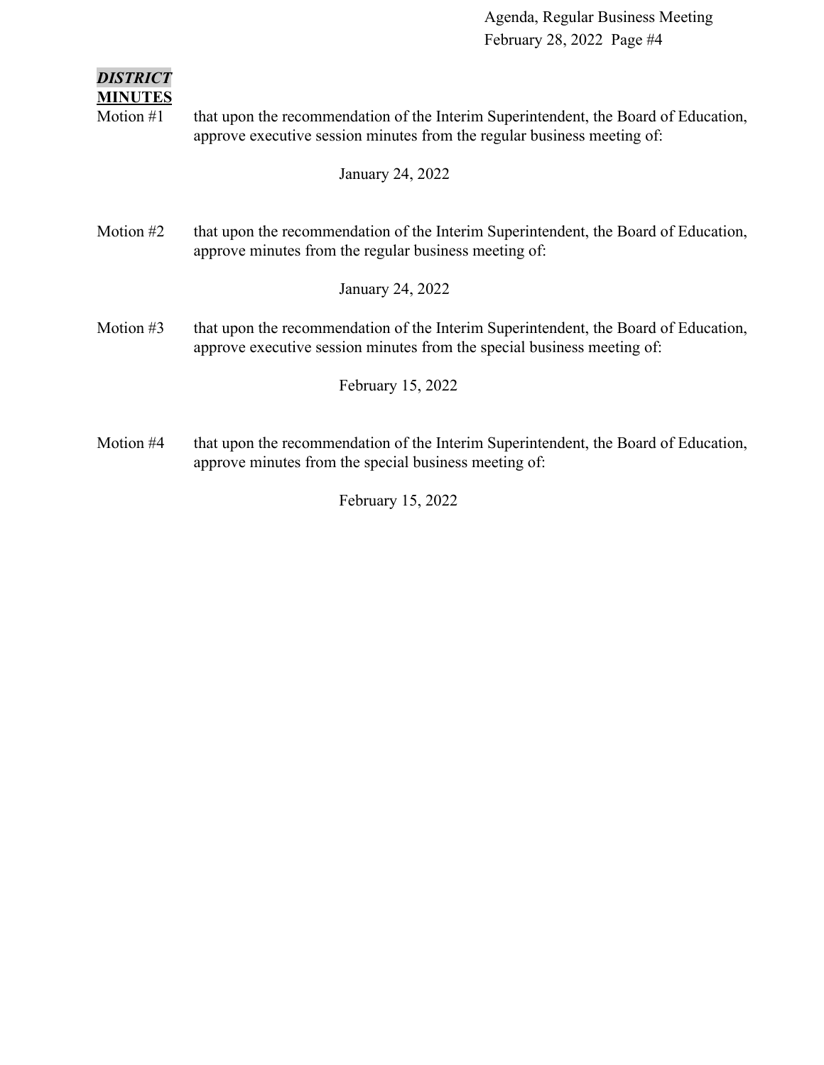***DISTRICT***

**MINUTES**

Motion #1 that upon the recommendation of the Interim Superintendent, the Board of Education, approve executive session minutes from the regular business meeting of:

January 24, 2022

Motion #2 that upon the recommendation of the Interim Superintendent, the Board of Education, approve minutes from the regular business meeting of:

January 24, 2022

Motion #3 that upon the recommendation of the Interim Superintendent, the Board of Education, approve executive session minutes from the special business meeting of:

February 15, 2022

Motion #4 that upon the recommendation of the Interim Superintendent, the Board of Education, approve minutes from the special business meeting of:

February 15, 2022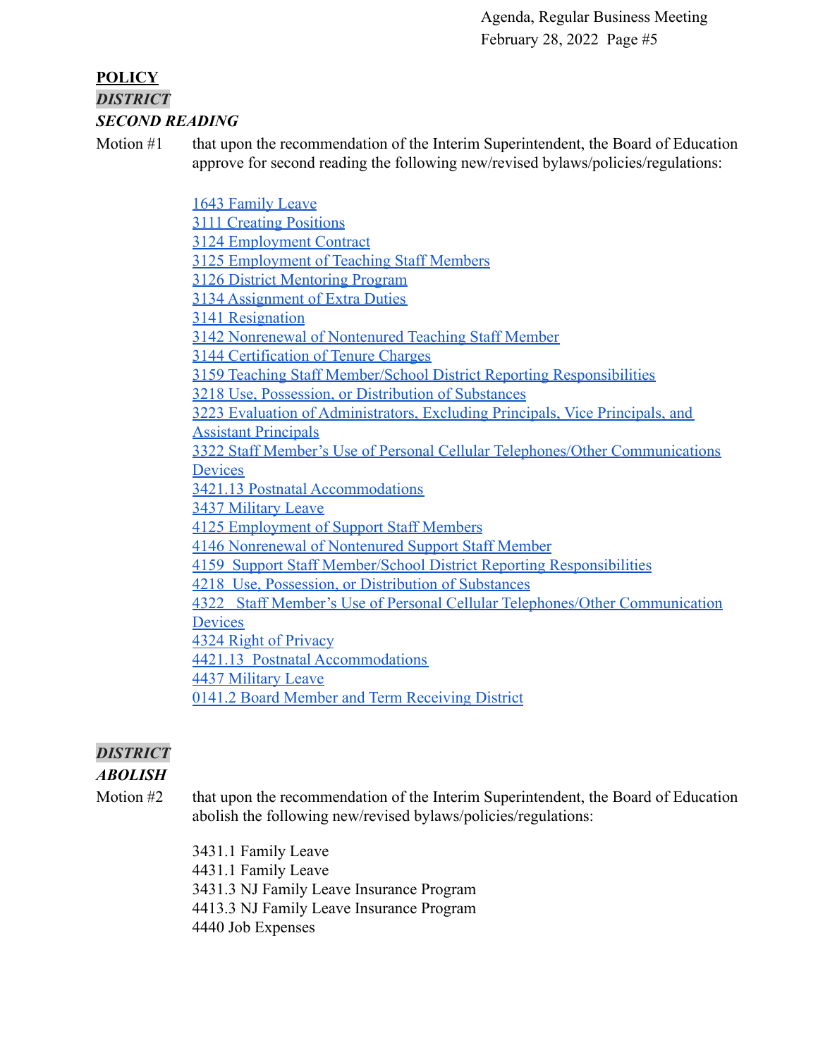## POLICY

***DISTRICT***

***SECOND READING***

Motion #1 that upon the recommendation of the Interim Superintendent, the Board of Education approve for second reading the following new/revised bylaws/policies/regulations:

- 1643 Family Leave
- 3111 Creating Positions
- 3124 Employment Contract
- 3125 Employment of Teaching Staff Members
- 3126 District Mentoring Program
- 3134 Assignment of Extra Duties
- 3141 Resignation
- 3142 Nonrenewal of Nontenured Teaching Staff Member
- 3144 Certification of Tenure Charges
- 3159 Teaching Staff Member/School District Reporting Responsibilities
- 3218 Use, Possession, or Distribution of Substances
- 3223 Evaluation of Administrators, Excluding Principals, Vice Principals, and Assistant Principals
- 3322 Staff Member's Use of Personal Cellular Telephones/Other Communications Devices
- 3421.13 Postnatal Accommodations
- 3437 Military Leave
- 4125 Employment of Support Staff Members
- 4146 Nonrenewal of Nontenured Support Staff Member
- 4159 Support Staff Member/School District Reporting Responsibilities
- 4218 Use, Possession, or Distribution of Substances
- 4322 Staff Member's Use of Personal Cellular Telephones/Other Communication Devices
- 4324 Right of Privacy
- 4421.13 Postnatal Accommodations
- 4437 Military Leave
- 0141.2 Board Member and Term Receiving District

***DISTRICT***

***ABOLISH***

Motion #2 that upon the recommendation of the Interim Superintendent, the Board of Education abolish the following new/revised bylaws/policies/regulations:

- 3431.1 Family Leave
- 4431.1 Family Leave
- 3431.3 NJ Family Leave Insurance Program
- 4413.3 NJ Family Leave Insurance Program
- 4440 Job Expenses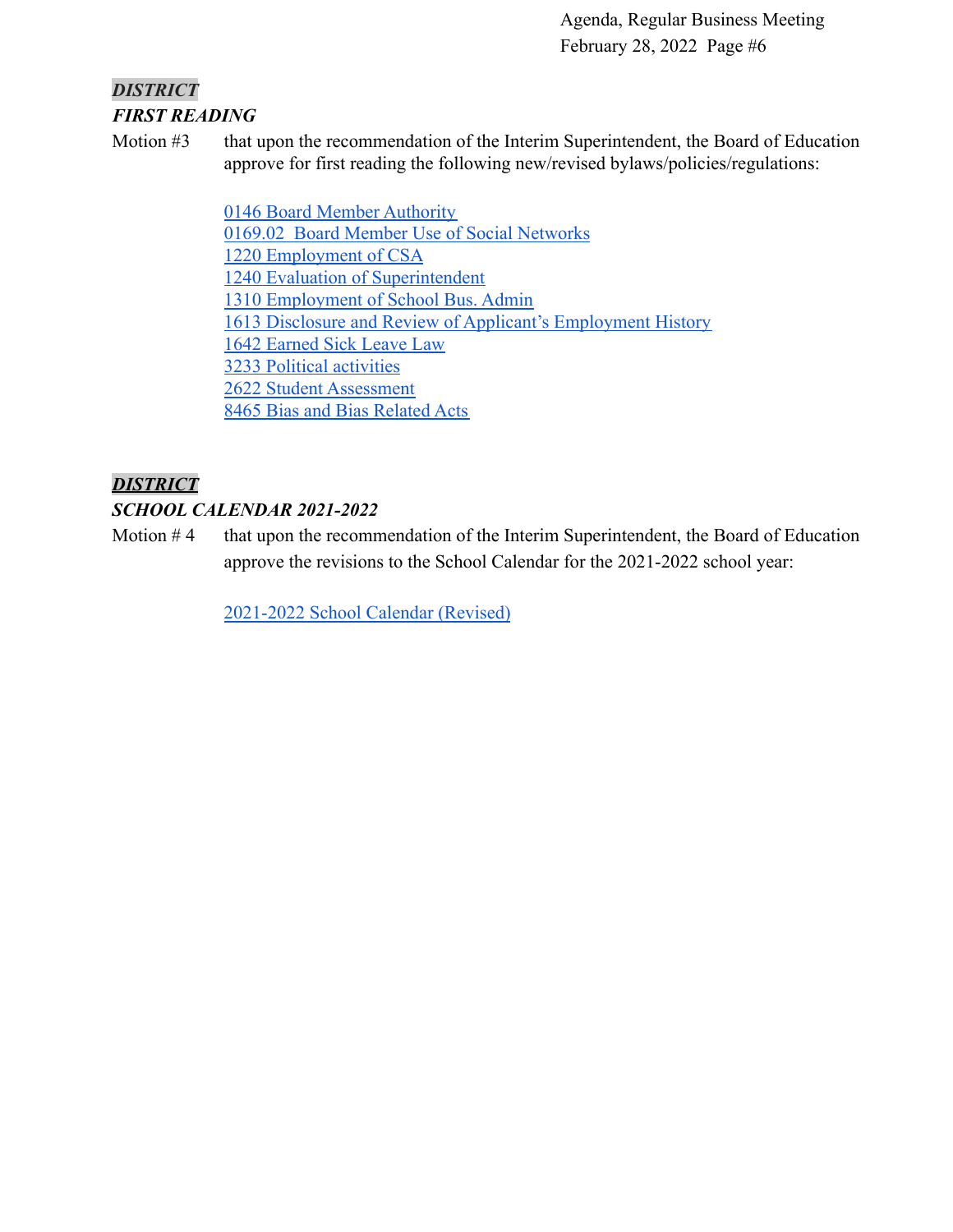***DISTRICT***

***FIRST READING***

Motion #3 that upon the recommendation of the Interim Superintendent, the Board of Education approve for first reading the following new/revised bylaws/policies/regulations:

0146 Board Member Authority
0169.02 Board Member Use of Social Networks
1220 Employment of CSA
1240 Evaluation of Superintendent
1310 Employment of School Bus. Admin
1613 Disclosure and Review of Applicant's Employment History
1642 Earned Sick Leave Law
3233 Political activities
2622 Student Assessment
8465 Bias and Bias Related Acts

***DISTRICT***

***SCHOOL CALENDAR 2021-2022***

Motion # 4 that upon the recommendation of the Interim Superintendent, the Board of Education approve the revisions to the School Calendar for the 2021-2022 school year:

2021-2022 School Calendar (Revised)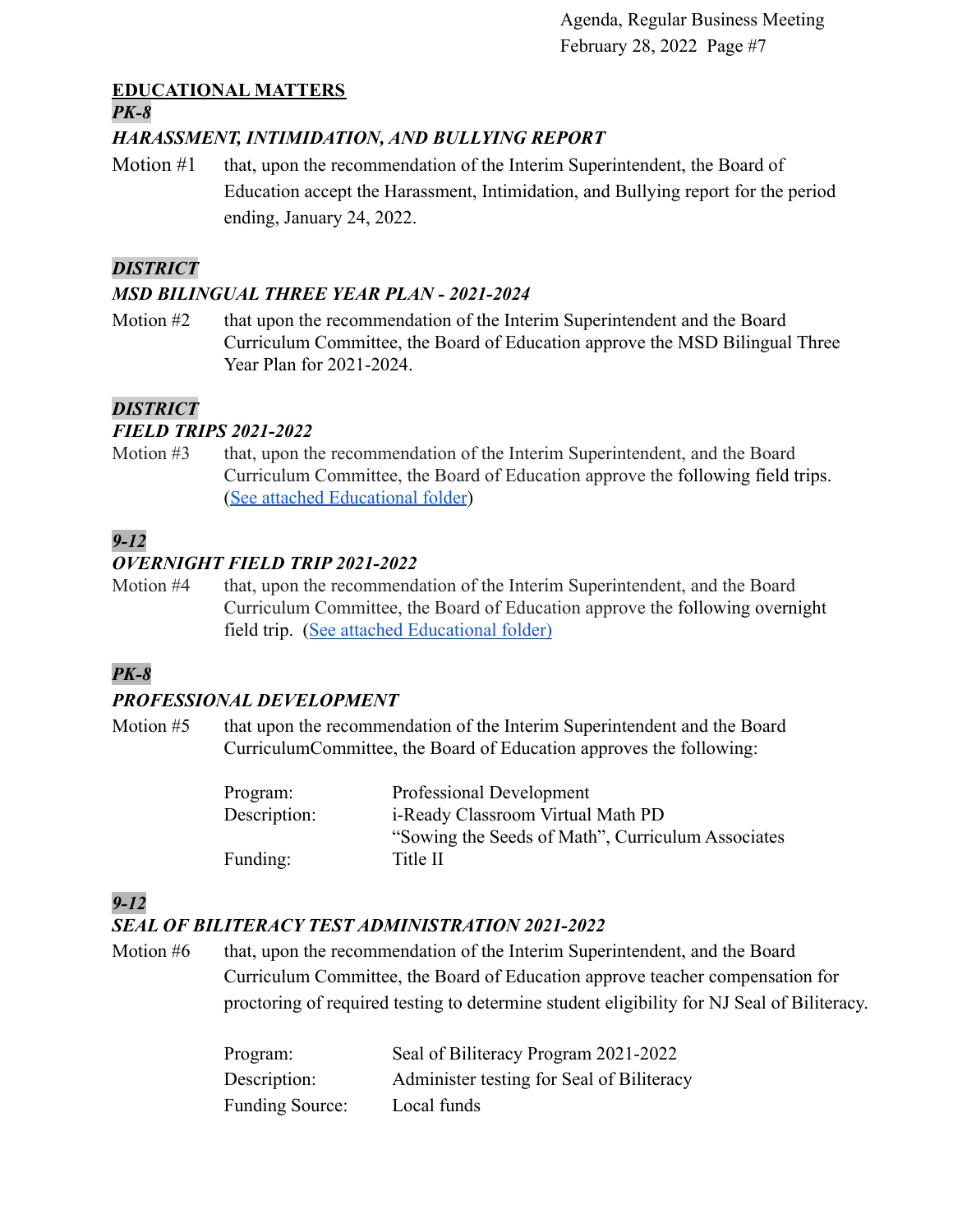## EDUCATIONAL MATTERS

***PK-8***

***HARASSMENT, INTIMIDATION, AND BULLYING REPORT***

Motion #1 that, upon the recommendation of the Interim Superintendent, the Board of Education accept the Harassment, Intimidation, and Bullying report for the period ending, January 24, 2022.

***DISTRICT***

***MSD BILINGUAL THREE YEAR PLAN - 2021-2024***

Motion #2 that upon the recommendation of the Interim Superintendent and the Board Curriculum Committee, the Board of Education approve the MSD Bilingual Three Year Plan for 2021-2024.

***DISTRICT***

***FIELD TRIPS 2021-2022***

Motion #3 that, upon the recommendation of the Interim Superintendent, and the Board Curriculum Committee, the Board of Education approve the following field trips. (See attached Educational folder)

***9-12***

***OVERNIGHT FIELD TRIP 2021-2022***

Motion #4 that, upon the recommendation of the Interim Superintendent, and the Board Curriculum Committee, the Board of Education approve the following overnight field trip. (See attached Educational folder)

***PK-8***

***PROFESSIONAL DEVELOPMENT***

Motion #5 that upon the recommendation of the Interim Superintendent and the Board CurriculumCommittee, the Board of Education approves the following:

| | |
|---|---|
| Program: | Professional Development |
| Description: | i-Ready Classroom Virtual Math PD<br>"Sowing the Seeds of Math", Curriculum Associates |
| Funding: | Title II |

***9-12***

***SEAL OF BILITERACY TEST ADMINISTRATION 2021-2022***

Motion #6 that, upon the recommendation of the Interim Superintendent, and the Board Curriculum Committee, the Board of Education approve teacher compensation for proctoring of required testing to determine student eligibility for NJ Seal of Biliteracy.

| | |
|---|---|
| Program: | Seal of Biliteracy Program 2021-2022 |
| Description: | Administer testing for Seal of Biliteracy |
| Funding Source: | Local funds |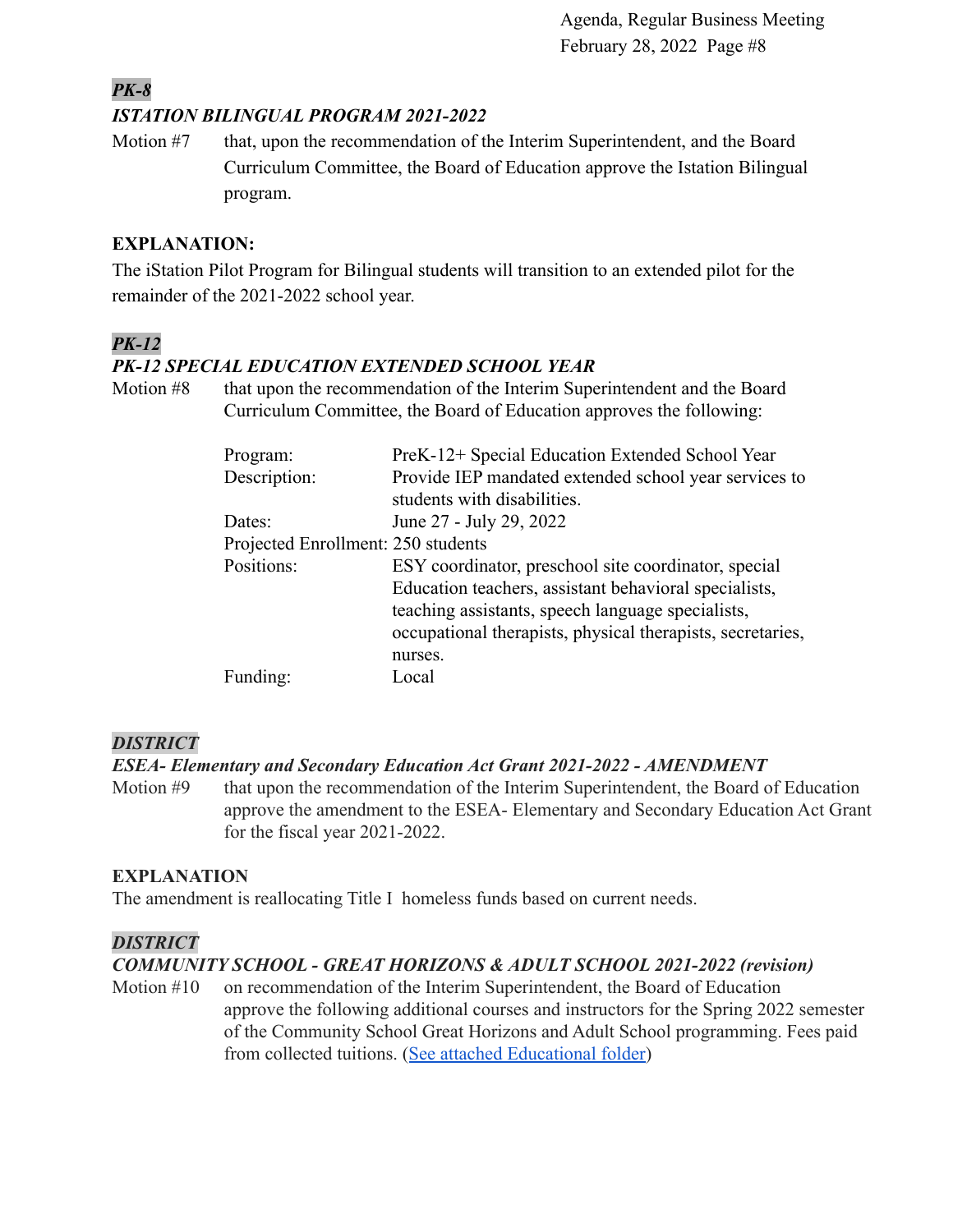***PK-8***

***ISTATION BILINGUAL PROGRAM 2021-2022***

Motion #7 that, upon the recommendation of the Interim Superintendent, and the Board Curriculum Committee, the Board of Education approve the Istation Bilingual program.

**EXPLANATION:**

The iStation Pilot Program for Bilingual students will transition to an extended pilot for the remainder of the 2021-2022 school year.

***PK-12***

***PK-12 SPECIAL EDUCATION EXTENDED SCHOOL YEAR***

Motion #8 that upon the recommendation of the Interim Superintendent and the Board Curriculum Committee, the Board of Education approves the following:

| | |
|---|---|
| Program: | PreK-12+ Special Education Extended School Year |
| Description: | Provide IEP mandated extended school year services to students with disabilities. |
| Dates: | June 27 - July 29, 2022 |
| Projected Enrollment: | 250 students |
| Positions: | ESY coordinator, preschool site coordinator, special Education teachers, assistant behavioral specialists, teaching assistants, speech language specialists, occupational therapists, physical therapists, secretaries, nurses. |
| Funding: | Local |

***DISTRICT***

***ESEA- Elementary and Secondary Education Act Grant 2021-2022 - AMENDMENT***

Motion #9 that upon the recommendation of the Interim Superintendent, the Board of Education approve the amendment to the ESEA- Elementary and Secondary Education Act Grant for the fiscal year 2021-2022.

**EXPLANATION**

The amendment is reallocating Title I homeless funds based on current needs.

***DISTRICT***

***COMMUNITY SCHOOL - GREAT HORIZONS & ADULT SCHOOL 2021-2022 (revision)***

Motion #10 on recommendation of the Interim Superintendent, the Board of Education approve the following additional courses and instructors for the Spring 2022 semester of the Community School Great Horizons and Adult School programming. Fees paid from collected tuitions. (See attached Educational folder)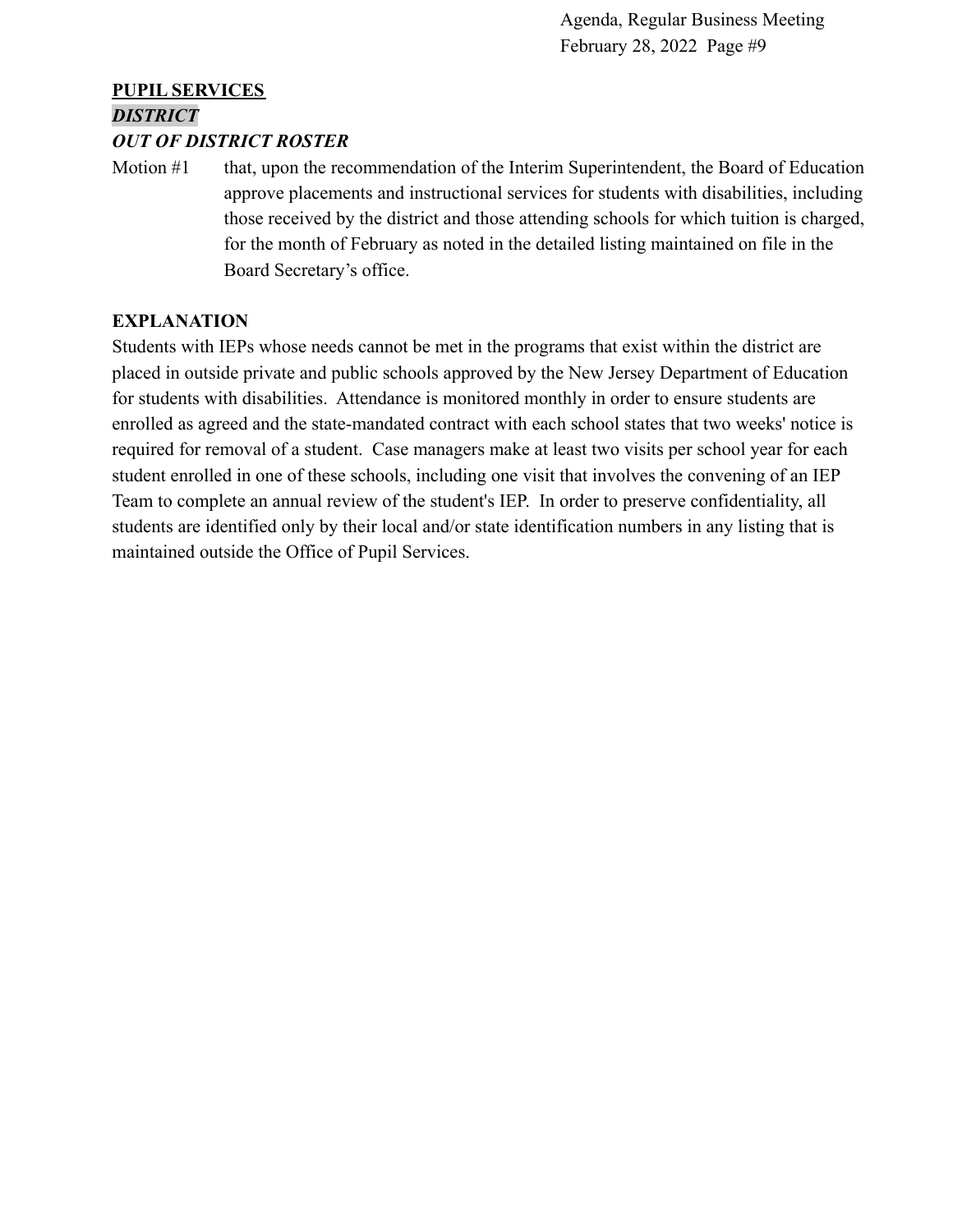**PUPIL SERVICES**

***DISTRICT***

***OUT OF DISTRICT ROSTER***

Motion #1 that, upon the recommendation of the Interim Superintendent, the Board of Education approve placements and instructional services for students with disabilities, including those received by the district and those attending schools for which tuition is charged, for the month of February as noted in the detailed listing maintained on file in the Board Secretary's office.

**EXPLANATION**

Students with IEPs whose needs cannot be met in the programs that exist within the district are placed in outside private and public schools approved by the New Jersey Department of Education for students with disabilities. Attendance is monitored monthly in order to ensure students are enrolled as agreed and the state-mandated contract with each school states that two weeks' notice is required for removal of a student. Case managers make at least two visits per school year for each student enrolled in one of these schools, including one visit that involves the convening of an IEP Team to complete an annual review of the student's IEP. In order to preserve confidentiality, all students are identified only by their local and/or state identification numbers in any listing that is maintained outside the Office of Pupil Services.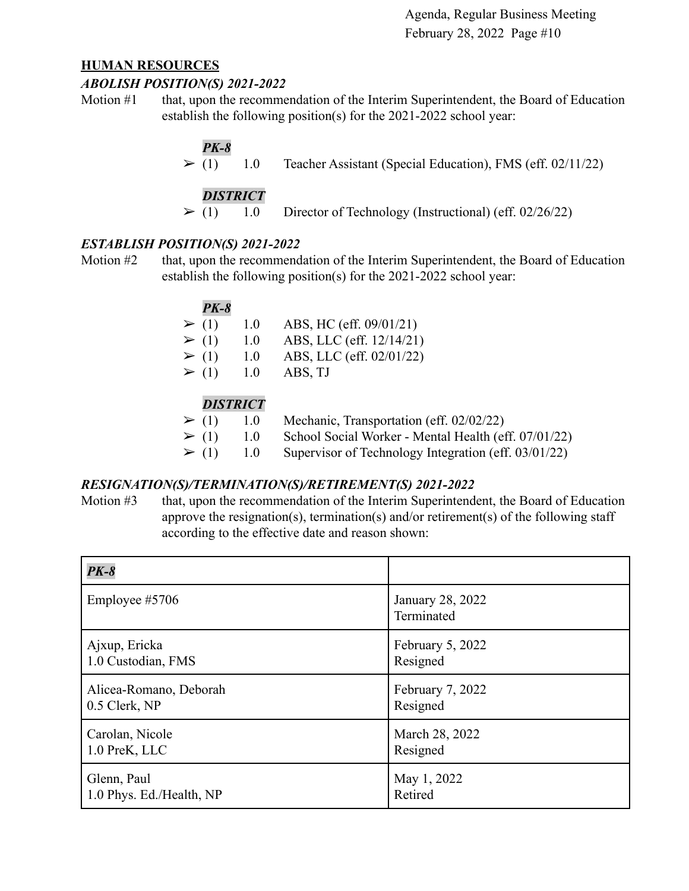## HUMAN RESOURCES

### *ABOLISH POSITION(S) 2021-2022*

Motion #1 that, upon the recommendation of the Interim Superintendent, the Board of Education establish the following position(s) for the 2021-2022 school year:

***PK-8***

- (1) 1.0 Teacher Assistant (Special Education), FMS (eff. 02/11/22)

***DISTRICT***

- (1) 1.0 Director of Technology (Instructional) (eff. 02/26/22)

### *ESTABLISH POSITION(S) 2021-2022*

Motion #2 that, upon the recommendation of the Interim Superintendent, the Board of Education establish the following position(s) for the 2021-2022 school year:

***PK-8***

- (1) 1.0 ABS, HC (eff. 09/01/21)
- (1) 1.0 ABS, LLC (eff. 12/14/21)
- (1) 1.0 ABS, LLC (eff. 02/01/22)
- (1) 1.0 ABS, TJ

***DISTRICT***

- (1) 1.0 Mechanic, Transportation (eff. 02/02/22)
- (1) 1.0 School Social Worker - Mental Health (eff. 07/01/22)
- (1) 1.0 Supervisor of Technology Integration (eff. 03/01/22)

### *RESIGNATION(S)/TERMINATION(S)/RETIREMENT(S) 2021-2022*

Motion #3 that, upon the recommendation of the Interim Superintendent, the Board of Education approve the resignation(s), termination(s) and/or retirement(s) of the following staff according to the effective date and reason shown:

| ***PK-8*** | |
|---|---|
| Employee #5706 | January 28, 2022<br>Terminated |
| Ajxup, Ericka<br>1.0 Custodian, FMS | February 5, 2022<br>Resigned |
| Alicea-Romano, Deborah<br>0.5 Clerk, NP | February 7, 2022<br>Resigned |
| Carolan, Nicole<br>1.0 PreK, LLC | March 28, 2022<br>Resigned |
| Glenn, Paul<br>1.0 Phys. Ed./Health, NP | May 1, 2022<br>Retired |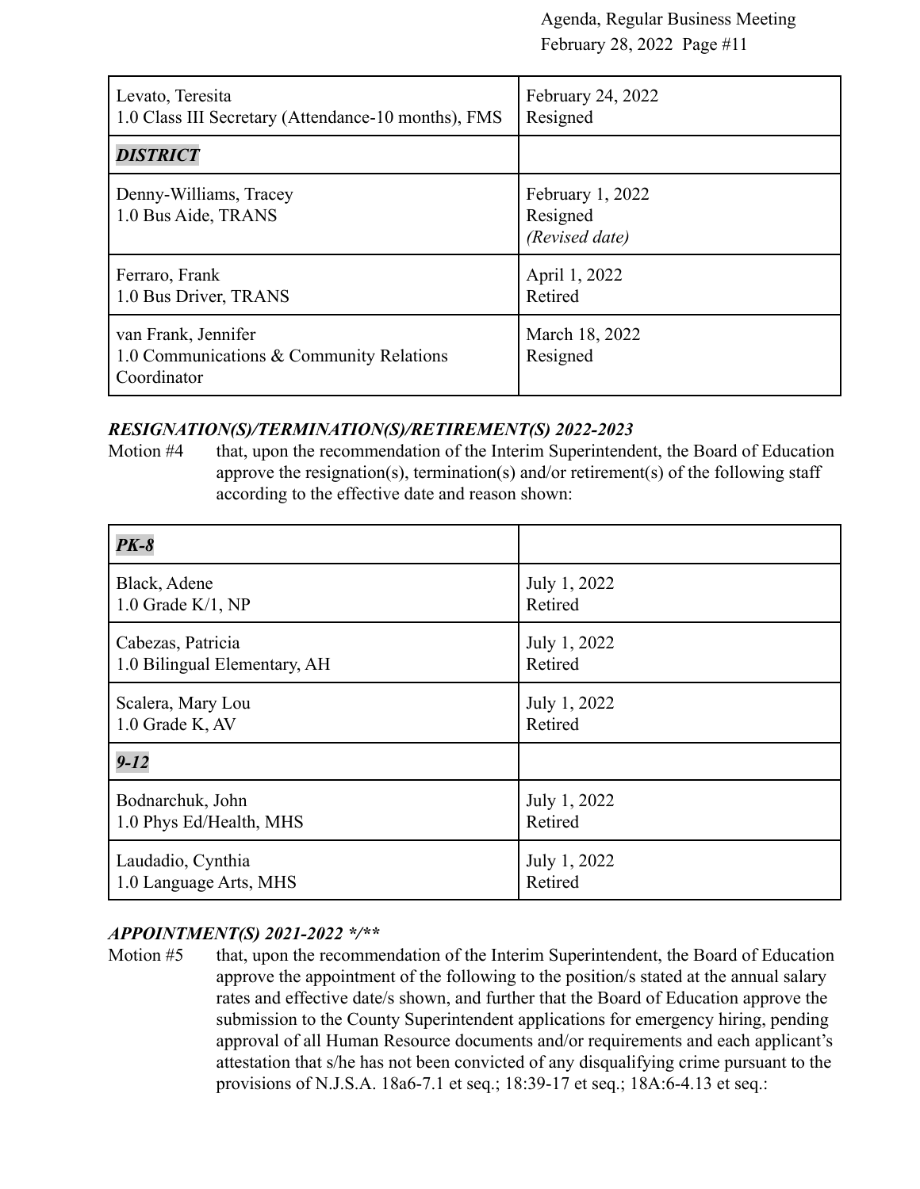| | |
|---|---|
| Levato, Teresita<br>1.0 Class III Secretary (Attendance-10 months), FMS | February 24, 2022<br>Resigned |
| ***DISTRICT*** | |
| Denny-Williams, Tracey<br>1.0 Bus Aide, TRANS | February 1, 2022<br>Resigned<br>*(Revised date)* |
| Ferraro, Frank<br>1.0 Bus Driver, TRANS | April 1, 2022<br>Retired |
| van Frank, Jennifer<br>1.0 Communications & Community Relations Coordinator | March 18, 2022<br>Resigned |

***RESIGNATION(S)/TERMINATION(S)/RETIREMENT(S) 2022-2023***

Motion #4 that, upon the recommendation of the Interim Superintendent, the Board of Education approve the resignation(s), termination(s) and/or retirement(s) of the following staff according to the effective date and reason shown:

| | |
|---|---|
| ***PK-8*** | |
| Black, Adene<br>1.0 Grade K/1, NP | July 1, 2022<br>Retired |
| Cabezas, Patricia<br>1.0 Bilingual Elementary, AH | July 1, 2022<br>Retired |
| Scalera, Mary Lou<br>1.0 Grade K, AV | July 1, 2022<br>Retired |
| ***9-12*** | |
| Bodnarchuk, John<br>1.0 Phys Ed/Health, MHS | July 1, 2022<br>Retired |
| Laudadio, Cynthia<br>1.0 Language Arts, MHS | July 1, 2022<br>Retired |

***APPOINTMENT(S) 2021-2022 */\*\****

Motion #5 that, upon the recommendation of the Interim Superintendent, the Board of Education approve the appointment of the following to the position/s stated at the annual salary rates and effective date/s shown, and further that the Board of Education approve the submission to the County Superintendent applications for emergency hiring, pending approval of all Human Resource documents and/or requirements and each applicant's attestation that s/he has not been convicted of any disqualifying crime pursuant to the provisions of N.J.S.A. 18a6-7.1 et seq.; 18:39-17 et seq.; 18A:6-4.13 et seq.: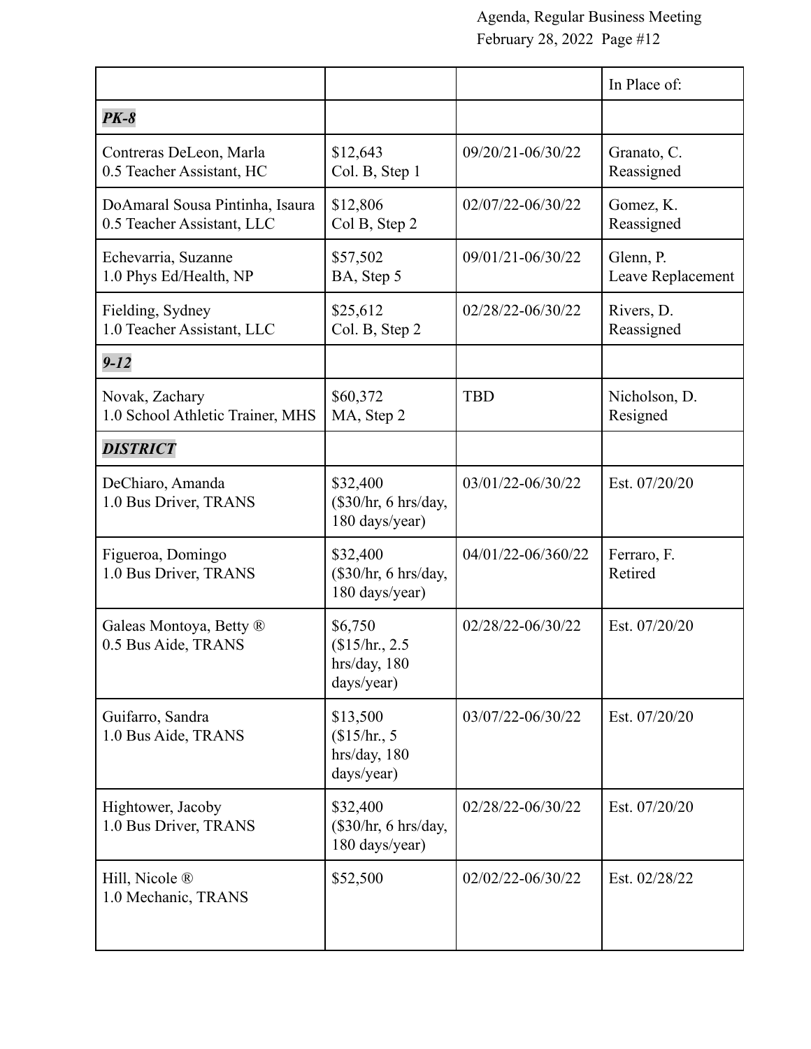| | | | In Place of: |
|---|---|---|---|
| ***PK-8*** | | | |
| Contreras DeLeon, Marla<br>0.5 Teacher Assistant, HC | $12,643<br>Col. B, Step 1 | 09/20/21-06/30/22 | Granato, C.<br>Reassigned |
| DoAmaral Sousa Pintinha, Isaura<br>0.5 Teacher Assistant, LLC | $12,806<br>Col B, Step 2 | 02/07/22-06/30/22 | Gomez, K.<br>Reassigned |
| Echevarria, Suzanne<br>1.0 Phys Ed/Health, NP | $57,502<br>BA, Step 5 | 09/01/21-06/30/22 | Glenn, P.<br>Leave Replacement |
| Fielding, Sydney<br>1.0 Teacher Assistant, LLC | $25,612<br>Col. B, Step 2 | 02/28/22-06/30/22 | Rivers, D.<br>Reassigned |
| ***9-12*** | | | |
| Novak, Zachary<br>1.0 School Athletic Trainer, MHS | $60,372<br>MA, Step 2 | TBD | Nicholson, D.<br>Resigned |
| ***DISTRICT*** | | | |
| DeChiaro, Amanda<br>1.0 Bus Driver, TRANS | $32,400<br>($30/hr, 6 hrs/day, 180 days/year) | 03/01/22-06/30/22 | Est. 07/20/20 |
| Figueroa, Domingo<br>1.0 Bus Driver, TRANS | $32,400<br>($30/hr, 6 hrs/day, 180 days/year) | 04/01/22-06/360/22 | Ferraro, F.<br>Retired |
| Galeas Montoya, Betty ®<br>0.5 Bus Aide, TRANS | $6,750<br>($15/hr., 2.5 hrs/day, 180 days/year) | 02/28/22-06/30/22 | Est. 07/20/20 |
| Guifarro, Sandra<br>1.0 Bus Aide, TRANS | $13,500<br>($15/hr., 5 hrs/day, 180 days/year) | 03/07/22-06/30/22 | Est. 07/20/20 |
| Hightower, Jacoby<br>1.0 Bus Driver, TRANS | $32,400<br>($30/hr, 6 hrs/day, 180 days/year) | 02/28/22-06/30/22 | Est. 07/20/20 |
| Hill, Nicole ®<br>1.0 Mechanic, TRANS | $52,500 | 02/02/22-06/30/22 | Est. 02/28/22 |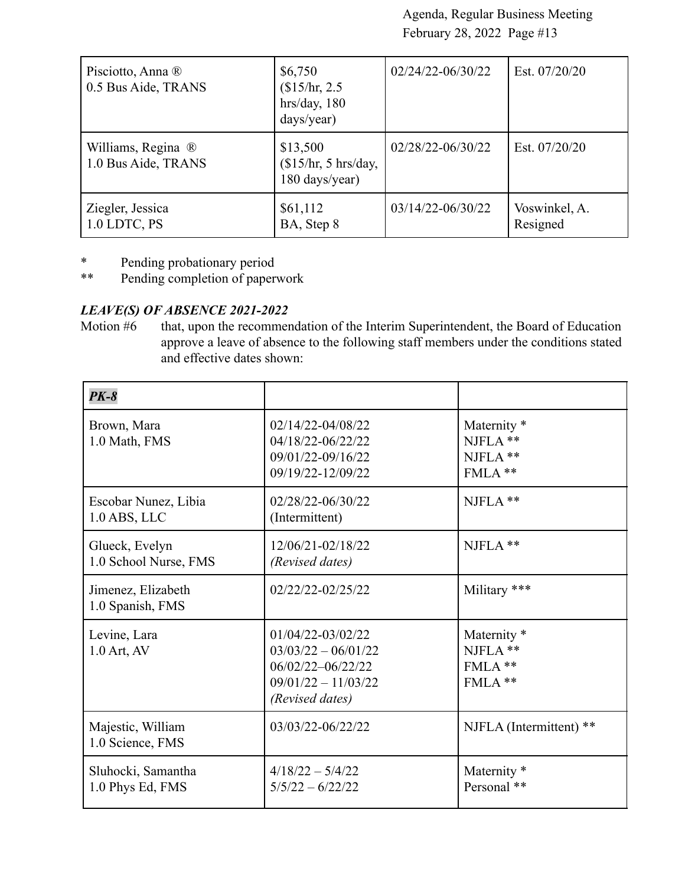| Pisciotto, Anna ®<br>0.5 Bus Aide, TRANS | $6,750<br>($15/hr, 2.5 hrs/day, 180 days/year) | 02/24/22-06/30/22 | Est. 07/20/20 |
|---|---|---|---|
| Williams, Regina ®<br>1.0 Bus Aide, TRANS | $13,500<br>($15/hr, 5 hrs/day, 180 days/year) | 02/28/22-06/30/22 | Est. 07/20/20 |
| Ziegler, Jessica<br>1.0 LDTC, PS | $61,112<br>BA, Step 8 | 03/14/22-06/30/22 | Voswinkel, A.<br>Resigned |

\* Pending probationary period
\*\* Pending completion of paperwork

***LEAVE(S) OF ABSENCE 2021-2022***

Motion #6 that, upon the recommendation of the Interim Superintendent, the Board of Education approve a leave of absence to the following staff members under the conditions stated and effective dates shown:

| ***PK-8*** | | |
|---|---|---|
| Brown, Mara<br>1.0 Math, FMS | 02/14/22-04/08/22<br>04/18/22-06/22/22<br>09/01/22-09/16/22<br>09/19/22-12/09/22 | Maternity *<br>NJFLA **<br>NJFLA **<br>FMLA ** |
| Escobar Nunez, Libia<br>1.0 ABS, LLC | 02/28/22-06/30/22<br>(Intermittent) | NJFLA ** |
| Glueck, Evelyn<br>1.0 School Nurse, FMS | 12/06/21-02/18/22<br>*(Revised dates)* | NJFLA ** |
| Jimenez, Elizabeth<br>1.0 Spanish, FMS | 02/22/22-02/25/22 | Military *** |
| Levine, Lara<br>1.0 Art, AV | 01/04/22-03/02/22<br>03/03/22 – 06/01/22<br>06/02/22–06/22/22<br>09/01/22 – 11/03/22<br>*(Revised dates)* | Maternity *<br>NJFLA **<br>FMLA **<br>FMLA ** |
| Majestic, William<br>1.0 Science, FMS | 03/03/22-06/22/22 | NJFLA (Intermittent) ** |
| Sluhocki, Samantha<br>1.0 Phys Ed, FMS | 4/18/22 – 5/4/22<br>5/5/22 – 6/22/22 | Maternity *<br>Personal ** |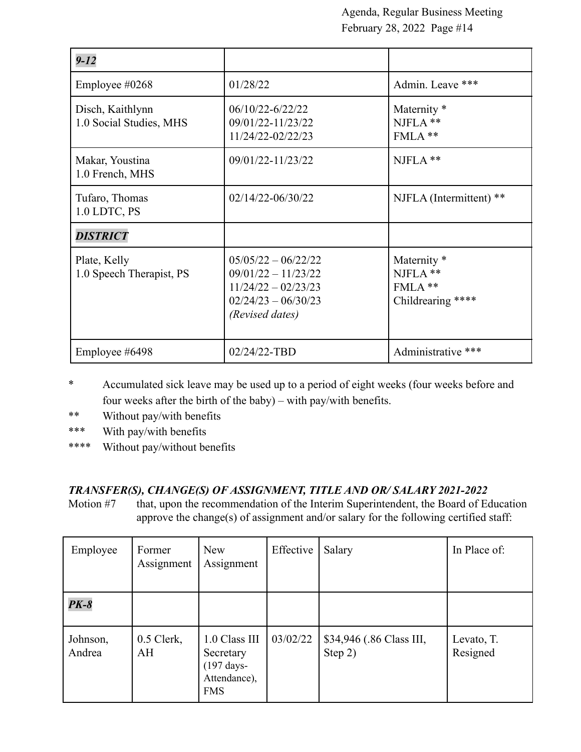| ***9-12*** | | |
|---|---|---|
| Employee #0268 | 01/28/22 | Admin. Leave *** |
| Disch, Kaithlynn<br>1.0 Social Studies, MHS | 06/10/22-6/22/22<br>09/01/22-11/23/22<br>11/24/22-02/22/23 | Maternity *<br>NJFLA **<br>FMLA ** |
| Makar, Youstina<br>1.0 French, MHS | 09/01/22-11/23/22 | NJFLA ** |
| Tufaro, Thomas<br>1.0 LDTC, PS | 02/14/22-06/30/22 | NJFLA (Intermittent) ** |
| ***DISTRICT*** | | |
| Plate, Kelly<br>1.0 Speech Therapist, PS | 05/05/22 – 06/22/22<br>09/01/22 – 11/23/22<br>11/24/22 – 02/23/23<br>02/24/23 – 06/30/23<br>*(Revised dates)* | Maternity *<br>NJFLA **<br>FMLA **<br>Childrearing **** |
| Employee #6498 | 02/24/22-TBD | Administrative *** |

- \* Accumulated sick leave may be used up to a period of eight weeks (four weeks before and four weeks after the birth of the baby) – with pay/with benefits.
- \*\* Without pay/with benefits
- \*\*\* With pay/with benefits
- \*\*\*\* Without pay/without benefits

***TRANSFER(S), CHANGE(S) OF ASSIGNMENT, TITLE AND OR/ SALARY 2021-2022***

Motion #7 that, upon the recommendation of the Interim Superintendent, the Board of Education approve the change(s) of assignment and/or salary for the following certified staff:

| Employee | Former Assignment | New Assignment | Effective | Salary | In Place of: |
|---|---|---|---|---|---|
| ***PK-8*** | | | | | |
| Johnson, Andrea | 0.5 Clerk, AH | 1.0 Class III Secretary (197 days- Attendance), FMS | 03/02/22 | $34,946 (.86 Class III, Step 2) | Levato, T. Resigned |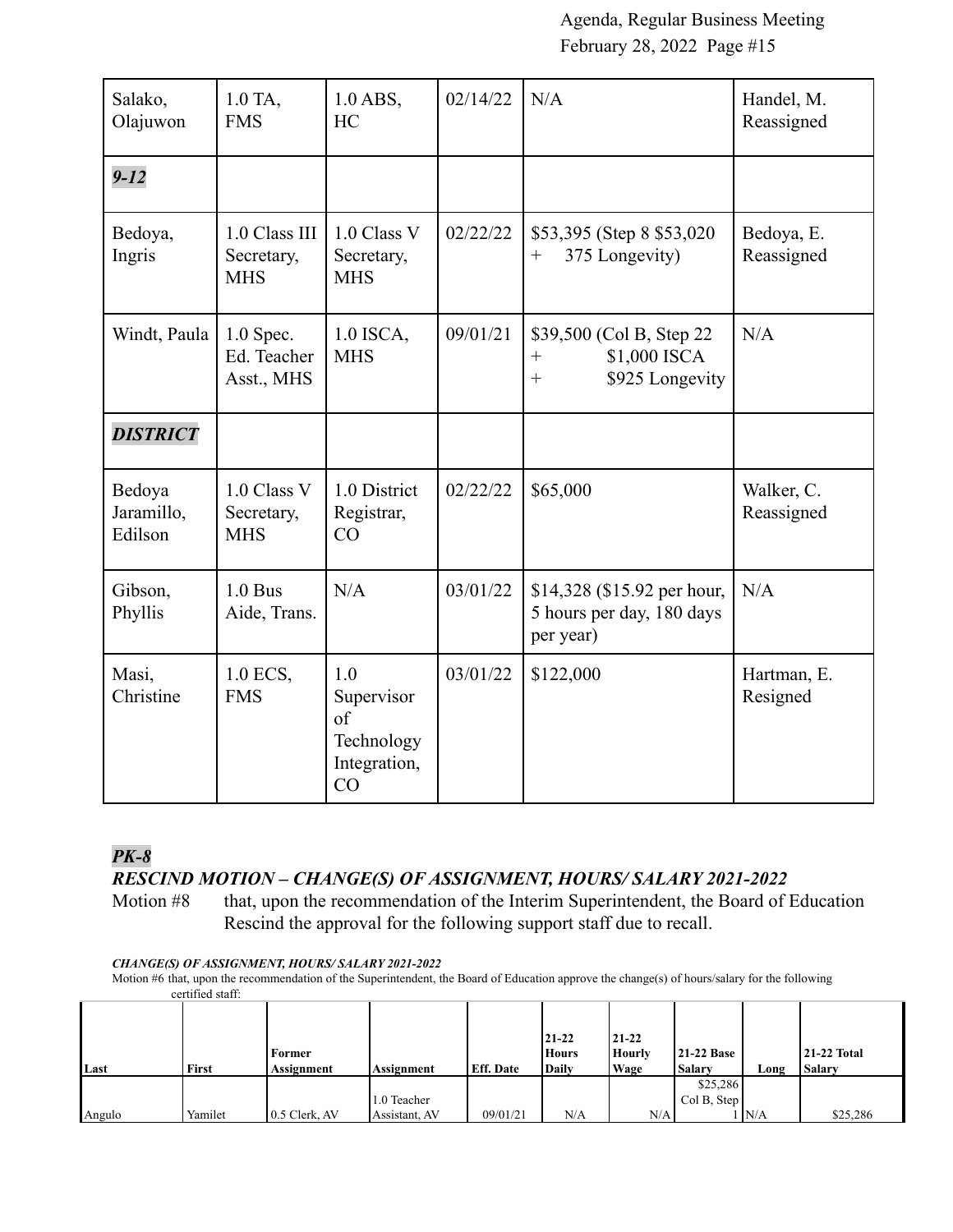| Salako, Olajuwon | 1.0 TA, FMS | 1.0 ABS, HC | 02/14/22 | N/A | Handel, M. Reassigned |
|---|---|---|---|---|---|
| ***9-12*** | | | | | |
| Bedoya, Ingris | 1.0 Class III Secretary, MHS | 1.0 Class V Secretary, MHS | 02/22/22 | $53,395 (Step 8 $53,020 + 375 Longevity) | Bedoya, E. Reassigned |
| Windt, Paula | 1.0 Spec. Ed. Teacher Asst., MHS | 1.0 ISCA, MHS | 09/01/21 | $39,500 (Col B, Step 22 + $1,000 ISCA + $925 Longevity | N/A |
| ***DISTRICT*** | | | | | |
| Bedoya Jaramillo, Edilson | 1.0 Class V Secretary, MHS | 1.0 District Registrar, CO | 02/22/22 | $65,000 | Walker, C. Reassigned |
| Gibson, Phyllis | 1.0 Bus Aide, Trans. | N/A | 03/01/22 | $14,328 ($15.92 per hour, 5 hours per day, 180 days per year) | N/A |
| Masi, Christine | 1.0 ECS, FMS | 1.0 Supervisor of Technology Integration, CO | 03/01/22 | $122,000 | Hartman, E. Resigned |

***PK-8***

***RESCIND MOTION – CHANGE(S) OF ASSIGNMENT, HOURS/ SALARY 2021-2022***

Motion #8 that, upon the recommendation of the Interim Superintendent, the Board of Education Rescind the approval for the following support staff due to recall.

***CHANGE(S) OF ASSIGNMENT, HOURS/ SALARY 2021-2022***

Motion #6 that, upon the recommendation of the Superintendent, the Board of Education approve the change(s) of hours/salary for the following certified staff:

| Last | First | Former Assignment | Assignment | Eff. Date | 21-22 Hours Daily | 21-22 Hourly Wage | 21-22 Base Salary | Long | 21-22 Total Salary |
|---|---|---|---|---|---|---|---|---|---|
| Angulo | Yamilet | 0.5 Clerk, AV | 1.0 Teacher Assistant, AV | 09/01/21 | N/A | N/A | $25,286 Col B, Step 1 | N/A | $25,286 |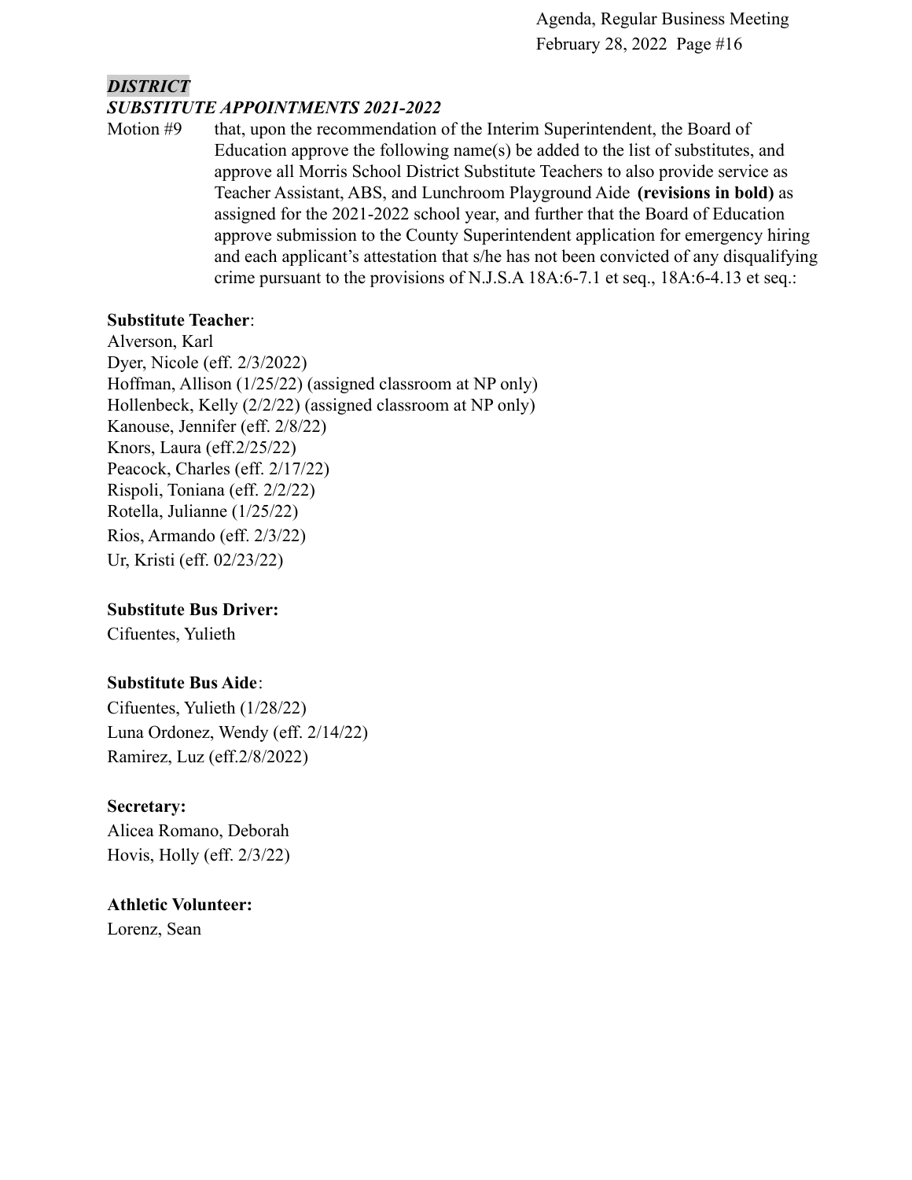***DISTRICT***
***SUBSTITUTE APPOINTMENTS 2021-2022***

Motion #9 that, upon the recommendation of the Interim Superintendent, the Board of Education approve the following name(s) be added to the list of substitutes, and approve all Morris School District Substitute Teachers to also provide service as Teacher Assistant, ABS, and Lunchroom Playground Aide **(revisions in bold)** as assigned for the 2021-2022 school year, and further that the Board of Education approve submission to the County Superintendent application for emergency hiring and each applicant's attestation that s/he has not been convicted of any disqualifying crime pursuant to the provisions of N.J.S.A 18A:6-7.1 et seq., 18A:6-4.13 et seq.:

**Substitute Teacher**:
Alverson, Karl
Dyer, Nicole (eff. 2/3/2022)
Hoffman, Allison (1/25/22) (assigned classroom at NP only)
Hollenbeck, Kelly (2/2/22) (assigned classroom at NP only)
Kanouse, Jennifer (eff. 2/8/22)
Knors, Laura (eff.2/25/22)
Peacock, Charles (eff. 2/17/22)
Rispoli, Toniana (eff. 2/2/22)
Rotella, Julianne (1/25/22)
Rios, Armando (eff. 2/3/22)
Ur, Kristi (eff. 02/23/22)

**Substitute Bus Driver:**
Cifuentes, Yulieth

**Substitute Bus Aide**:
Cifuentes, Yulieth (1/28/22)
Luna Ordonez, Wendy (eff. 2/14/22)
Ramirez, Luz (eff.2/8/2022)

**Secretary:**
Alicea Romano, Deborah
Hovis, Holly (eff. 2/3/22)

**Athletic Volunteer:**
Lorenz, Sean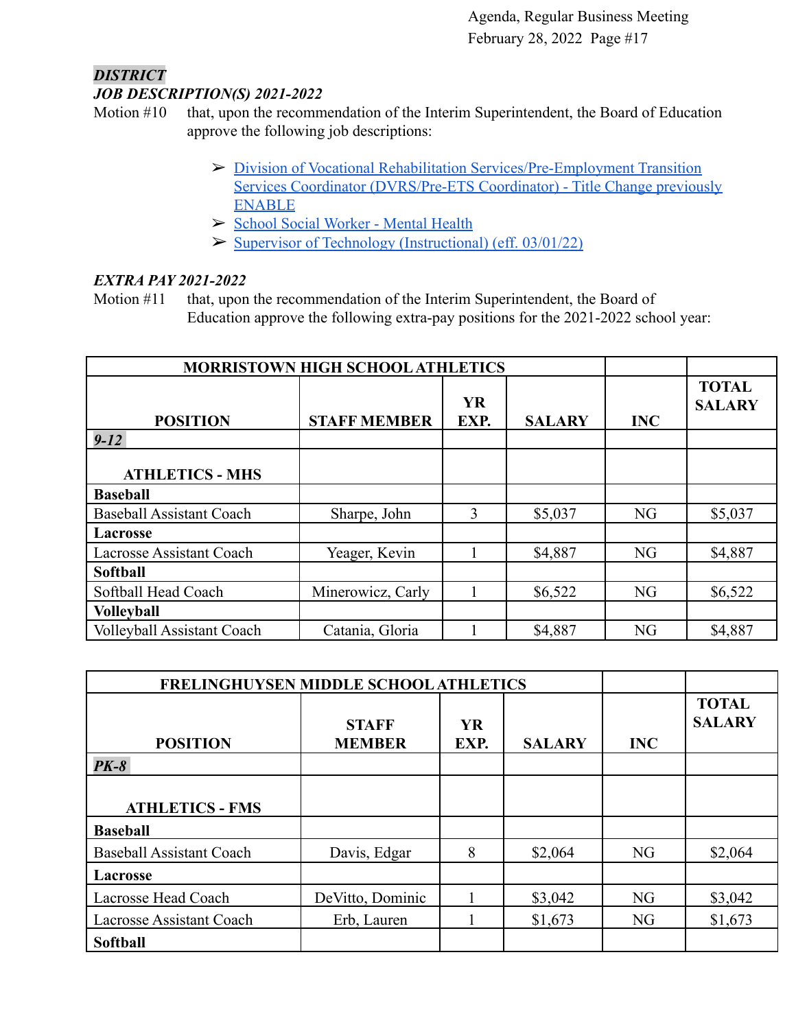***DISTRICT***

***JOB DESCRIPTION(S) 2021-2022***

Motion #10 that, upon the recommendation of the Interim Superintendent, the Board of Education approve the following job descriptions:

- ➢ Division of Vocational Rehabilitation Services/Pre-Employment Transition Services Coordinator (DVRS/Pre-ETS Coordinator) - Title Change previously ENABLE
- ➢ School Social Worker - Mental Health
- ➢ Supervisor of Technology (Instructional) (eff. 03/01/22)

***EXTRA PAY 2021-2022***

Motion #11 that, upon the recommendation of the Interim Superintendent, the Board of Education approve the following extra-pay positions for the 2021-2022 school year:

| MORRISTOWN HIGH SCHOOL ATHLETICS | | | | | |
|---|---|---|---|---|---|
| **POSITION** | **STAFF MEMBER** | **YR EXP.** | **SALARY** | **INC** | **TOTAL SALARY** |
| ***9-12*** | | | | | |
| **ATHLETICS - MHS** | | | | | |
| **Baseball** | | | | | |
| Baseball Assistant Coach | Sharpe, John | 3 | $5,037 | NG | $5,037 |
| **Lacrosse** | | | | | |
| Lacrosse Assistant Coach | Yeager, Kevin | 1 | $4,887 | NG | $4,887 |
| **Softball** | | | | | |
| Softball Head Coach | Minerowicz, Carly | 1 | $6,522 | NG | $6,522 |
| **Volleyball** | | | | | |
| Volleyball Assistant Coach | Catania, Gloria | 1 | $4,887 | NG | $4,887 |

| FRELINGHUYSEN MIDDLE SCHOOL ATHLETICS | | | | | |
|---|---|---|---|---|---|
| **POSITION** | **STAFF MEMBER** | **YR EXP.** | **SALARY** | **INC** | **TOTAL SALARY** |
| ***PK-8*** | | | | | |
| **ATHLETICS - FMS** | | | | | |
| **Baseball** | | | | | |
| Baseball Assistant Coach | Davis, Edgar | 8 | $2,064 | NG | $2,064 |
| **Lacrosse** | | | | | |
| Lacrosse Head Coach | DeVitto, Dominic | 1 | $3,042 | NG | $3,042 |
| Lacrosse Assistant Coach | Erb, Lauren | 1 | $1,673 | NG | $1,673 |
| **Softball** | | | | | |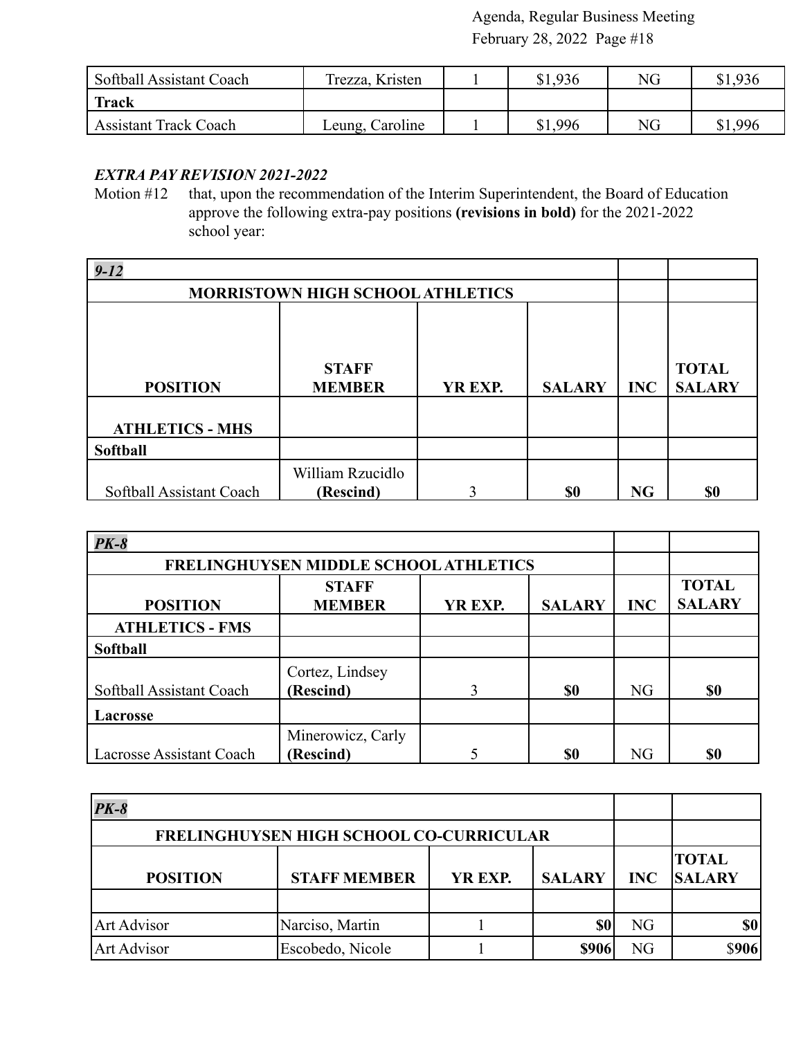| Softball Assistant Coach | Trezza, Kristen | 1 | $1,936 | NG | $1,936 |
|---|---|---|---|---|---|
| **Track** | | | | | |
| Assistant Track Coach | Leung, Caroline | 1 | $1,996 | NG | $1,996 |

***EXTRA PAY REVISION 2021-2022***

Motion #12 that, upon the recommendation of the Interim Superintendent, the Board of Education approve the following extra-pay positions **(revisions in bold)** for the 2021-2022 school year:

| ***9-12*** | | | | | |
|---|---|---|---|---|---|
| **MORRISTOWN HIGH SCHOOL ATHLETICS** | | | | | |
| **POSITION** | **STAFF MEMBER** | **YR EXP.** | **SALARY** | **INC** | **TOTAL SALARY** |
| **ATHLETICS - MHS** | | | | | |
| **Softball** | | | | | |
| Softball Assistant Coach | William Rzucidlo **(Rescind)** | 3 | **$0** | **NG** | **$0** |

| ***PK-8*** | | | | | |
|---|---|---|---|---|---|
| **FRELINGHUYSEN MIDDLE SCHOOL ATHLETICS** | | | | | |
| **POSITION** | **STAFF MEMBER** | **YR EXP.** | **SALARY** | **INC** | **TOTAL SALARY** |
| **ATHLETICS - FMS** | | | | | |
| **Softball** | | | | | |
| Softball Assistant Coach | Cortez, Lindsey **(Rescind)** | 3 | **$0** | NG | **$0** |
| **Lacrosse** | | | | | |
| Lacrosse Assistant Coach | Minerowicz, Carly **(Rescind)** | 5 | **$0** | NG | **$0** |

| ***PK-8*** | | | | | |
|---|---|---|---|---|---|
| **FRELINGHUYSEN HIGH SCHOOL CO-CURRICULAR** | | | | | |
| **POSITION** | **STAFF MEMBER** | **YR EXP.** | **SALARY** | **INC** | **TOTAL SALARY** |
| | | | | | |
| Art Advisor | Narciso, Martin | 1 | **$0** | NG | **$0** |
| Art Advisor | Escobedo, Nicole | 1 | **$906** | NG | $**906** |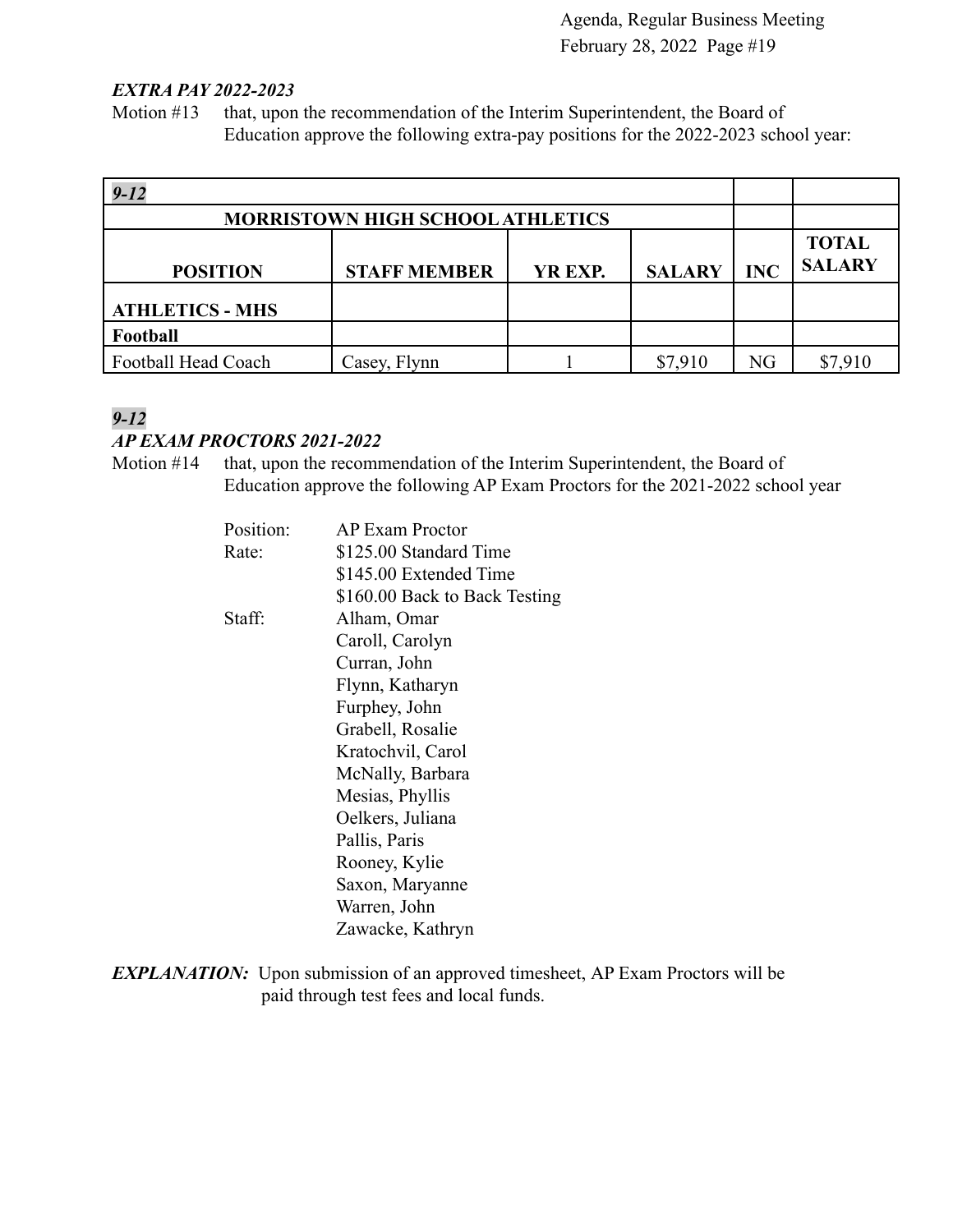***EXTRA PAY 2022-2023***

Motion #13 that, upon the recommendation of the Interim Superintendent, the Board of Education approve the following extra-pay positions for the 2022-2023 school year:

| ***9-12*** | | | | | |
|---|---|---|---|---|---|
| **MORRISTOWN HIGH SCHOOL ATHLETICS** | | | | | |
| **POSITION** | **STAFF MEMBER** | **YR EXP.** | **SALARY** | **INC** | **TOTAL SALARY** |
| **ATHLETICS - MHS** | | | | | |
| **Football** | | | | | |
| Football Head Coach | Casey, Flynn | 1 | $7,910 | NG | $7,910 |

***9-12***

***AP EXAM PROCTORS 2021-2022***

Motion #14 that, upon the recommendation of the Interim Superintendent, the Board of Education approve the following AP Exam Proctors for the 2021-2022 school year

Position: AP Exam Proctor

Rate: $125.00 Standard Time
$145.00 Extended Time
$160.00 Back to Back Testing

Staff:
Alham, Omar
Caroll, Carolyn
Curran, John
Flynn, Katharyn
Furphey, John
Grabell, Rosalie
Kratochvil, Carol
McNally, Barbara
Mesias, Phyllis
Oelkers, Juliana
Pallis, Paris
Rooney, Kylie
Saxon, Maryanne
Warren, John
Zawacke, Kathryn

***EXPLANATION:*** Upon submission of an approved timesheet, AP Exam Proctors will be paid through test fees and local funds.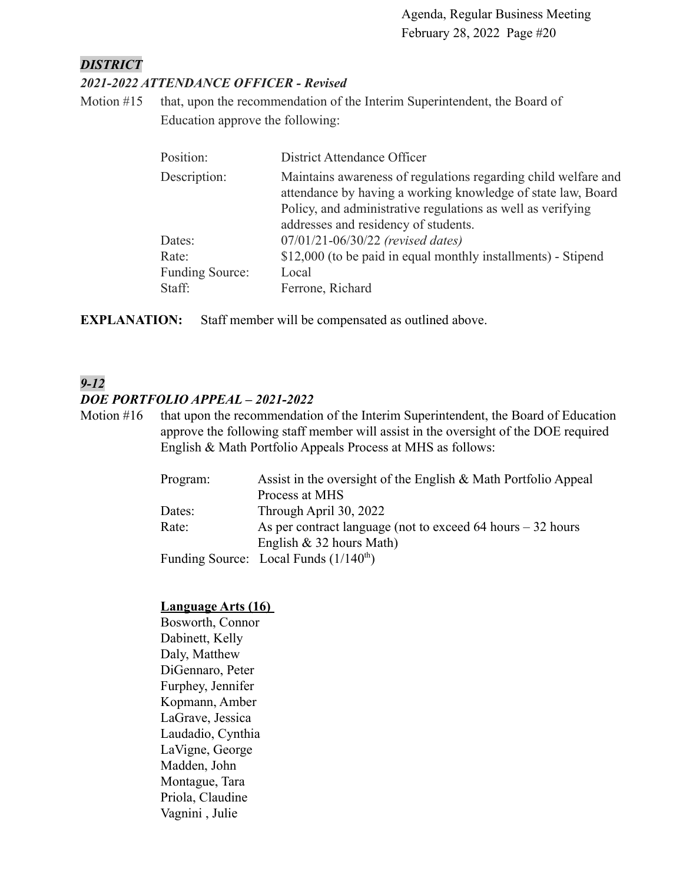***DISTRICT***

***2021-2022 ATTENDANCE OFFICER - Revised***

Motion #15 that, upon the recommendation of the Interim Superintendent, the Board of Education approve the following:

| | |
|---|---|
| Position: | District Attendance Officer |
| Description: | Maintains awareness of regulations regarding child welfare and attendance by having a working knowledge of state law, Board Policy, and administrative regulations as well as verifying addresses and residency of students. |
| Dates: | 07/01/21-06/30/22 *(revised dates)* |
| Rate: | $12,000 (to be paid in equal monthly installments) - Stipend |
| Funding Source: | Local |
| Staff: | Ferrone, Richard |

**EXPLANATION:** Staff member will be compensated as outlined above.

***9-12***

***DOE PORTFOLIO APPEAL – 2021-2022***

Motion #16 that upon the recommendation of the Interim Superintendent, the Board of Education approve the following staff member will assist in the oversight of the DOE required English & Math Portfolio Appeals Process at MHS as follows:

| | |
|---|---|
| Program: | Assist in the oversight of the English & Math Portfolio Appeal Process at MHS |
| Dates: | Through April 30, 2022 |
| Rate: | As per contract language (not to exceed 64 hours – 32 hours English & 32 hours Math) |
| Funding Source: | Local Funds ($1/140^{th}$) |

**Language Arts (16)**

Bosworth, Connor
Dabinett, Kelly
Daly, Matthew
DiGennaro, Peter
Furphey, Jennifer
Kopmann, Amber
LaGrave, Jessica
Laudadio, Cynthia
LaVigne, George
Madden, John
Montague, Tara
Priola, Claudine
Vagnini , Julie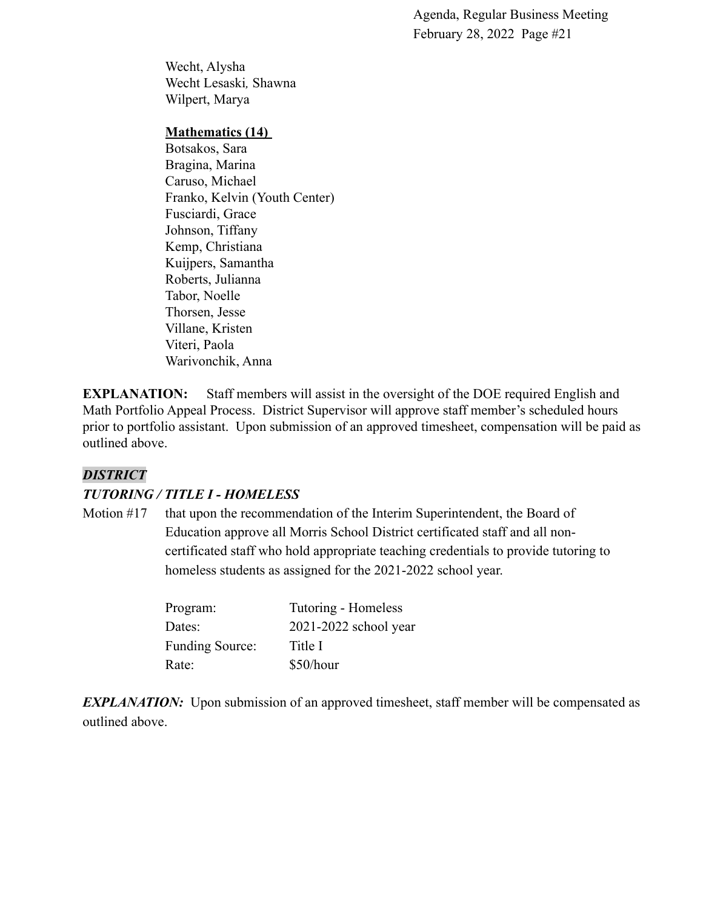Wecht, Alysha
Wecht Lesaski*,* Shawna
Wilpert, Marya

**Mathematics (14)**

Botsakos, Sara
Bragina, Marina
Caruso, Michael
Franko, Kelvin (Youth Center)
Fusciardi, Grace
Johnson, Tiffany
Kemp, Christiana
Kuijpers, Samantha
Roberts, Julianna
Tabor, Noelle
Thorsen, Jesse
Villane, Kristen
Viteri, Paola
Warivonchik, Anna

**EXPLANATION:** Staff members will assist in the oversight of the DOE required English and Math Portfolio Appeal Process. District Supervisor will approve staff member's scheduled hours prior to portfolio assistant. Upon submission of an approved timesheet, compensation will be paid as outlined above.

***DISTRICT***

***TUTORING / TITLE I - HOMELESS***

Motion #17 that upon the recommendation of the Interim Superintendent, the Board of Education approve all Morris School District certificated staff and all non-certificated staff who hold appropriate teaching credentials to provide tutoring to homeless students as assigned for the 2021-2022 school year.

| | |
|---|---|
| Program: | Tutoring - Homeless |
| Dates: | 2021-2022 school year |
| Funding Source: | Title I |
| Rate: | $50/hour |

***EXPLANATION:*** Upon submission of an approved timesheet, staff member will be compensated as outlined above.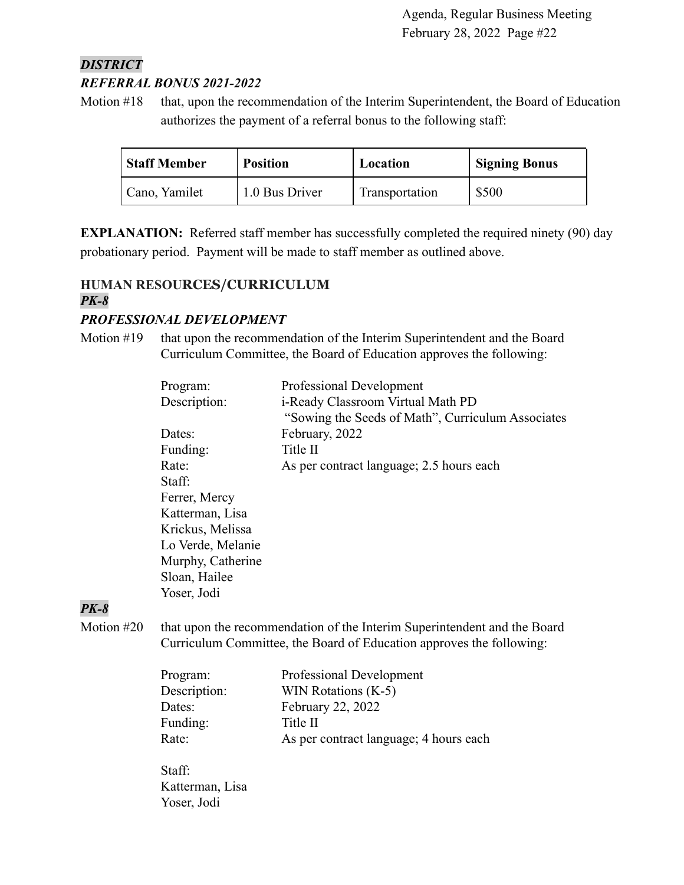***DISTRICT***

***REFERRAL BONUS 2021-2022***

Motion #18 that, upon the recommendation of the Interim Superintendent, the Board of Education authorizes the payment of a referral bonus to the following staff:

| Staff Member | Position | Location | Signing Bonus |
|---|---|---|---|
| Cano, Yamilet | 1.0 Bus Driver | Transportation | $500 |

**EXPLANATION:** Referred staff member has successfully completed the required ninety (90) day probationary period. Payment will be made to staff member as outlined above.

**HUMAN RESOURCES/CURRICULUM**

***PK-8***

***PROFESSIONAL DEVELOPMENT***

Motion #19 that upon the recommendation of the Interim Superintendent and the Board Curriculum Committee, the Board of Education approves the following:

Program: Professional Development
Description: i-Ready Classroom Virtual Math PD "Sowing the Seeds of Math", Curriculum Associates
Dates: February, 2022
Funding: Title II
Rate: As per contract language; 2.5 hours each

Staff:
Ferrer, Mercy
Katterman, Lisa
Krickus, Melissa
Lo Verde, Melanie
Murphy, Catherine
Sloan, Hailee
Yoser, Jodi

***PK-8***

Motion #20 that upon the recommendation of the Interim Superintendent and the Board Curriculum Committee, the Board of Education approves the following:

Program: Professional Development
Description: WIN Rotations (K-5)
Dates: February 22, 2022
Funding: Title II
Rate: As per contract language; 4 hours each

Staff:
Katterman, Lisa
Yoser, Jodi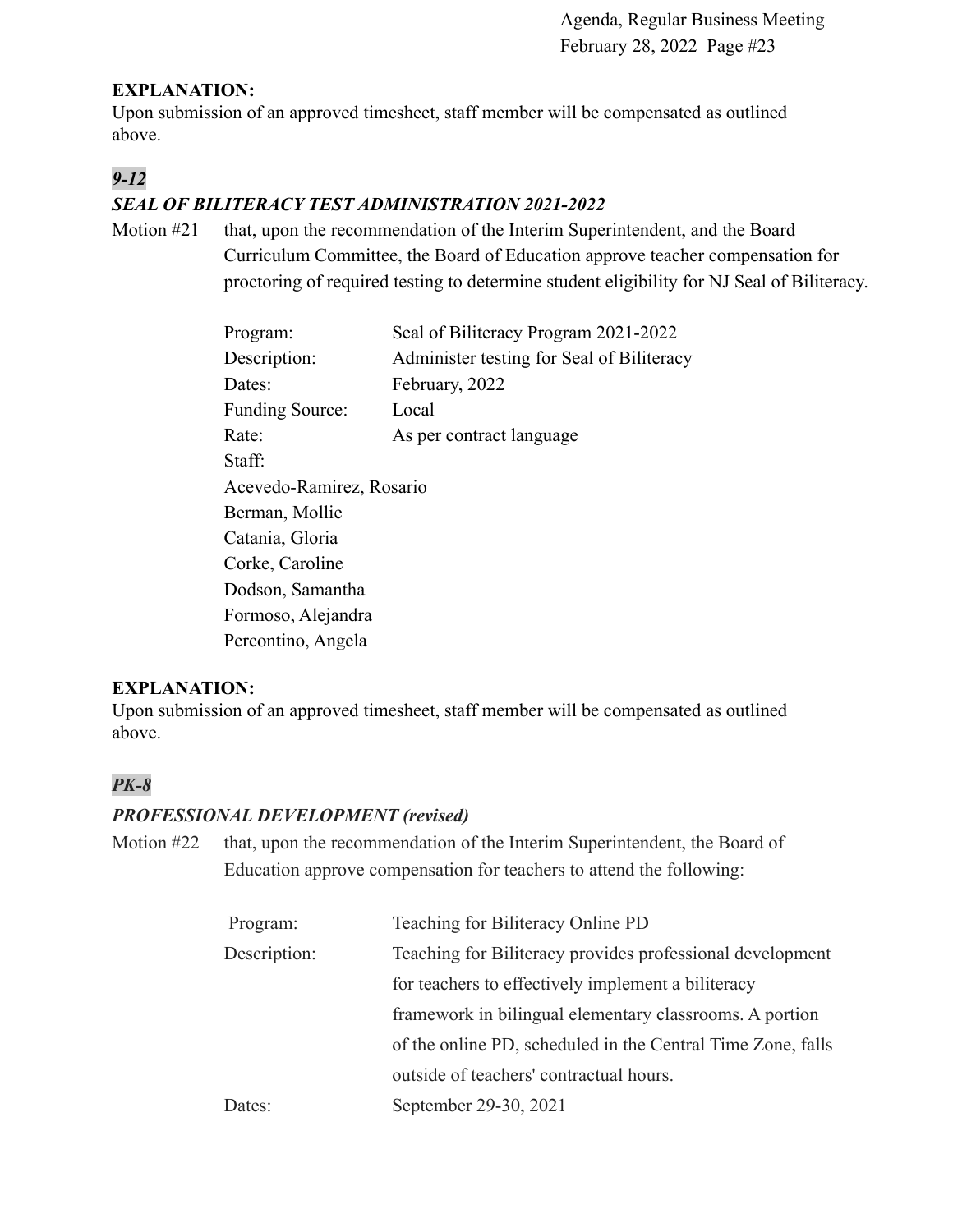**EXPLANATION:**
Upon submission of an approved timesheet, staff member will be compensated as outlined above.

***9-12***

***SEAL OF BILITERACY TEST ADMINISTRATION 2021-2022***

Motion #21 that, upon the recommendation of the Interim Superintendent, and the Board Curriculum Committee, the Board of Education approve teacher compensation for proctoring of required testing to determine student eligibility for NJ Seal of Biliteracy.

| | |
|---|---|
| Program: | Seal of Biliteracy Program 2021-2022 |
| Description: | Administer testing for Seal of Biliteracy |
| Dates: | February, 2022 |
| Funding Source: | Local |
| Rate: | As per contract language |

Staff:
Acevedo-Ramirez, Rosario
Berman, Mollie
Catania, Gloria
Corke, Caroline
Dodson, Samantha
Formoso, Alejandra
Percontino, Angela

**EXPLANATION:**
Upon submission of an approved timesheet, staff member will be compensated as outlined above.

***PK-8***

***PROFESSIONAL DEVELOPMENT (revised)***

Motion #22 that, upon the recommendation of the Interim Superintendent, the Board of Education approve compensation for teachers to attend the following:

| | |
|---|---|
| Program: | Teaching for Biliteracy Online PD |
| Description: | Teaching for Biliteracy provides professional development for teachers to effectively implement a biliteracy framework in bilingual elementary classrooms. A portion of the online PD, scheduled in the Central Time Zone, falls outside of teachers' contractual hours. |
| Dates: | September 29-30, 2021 |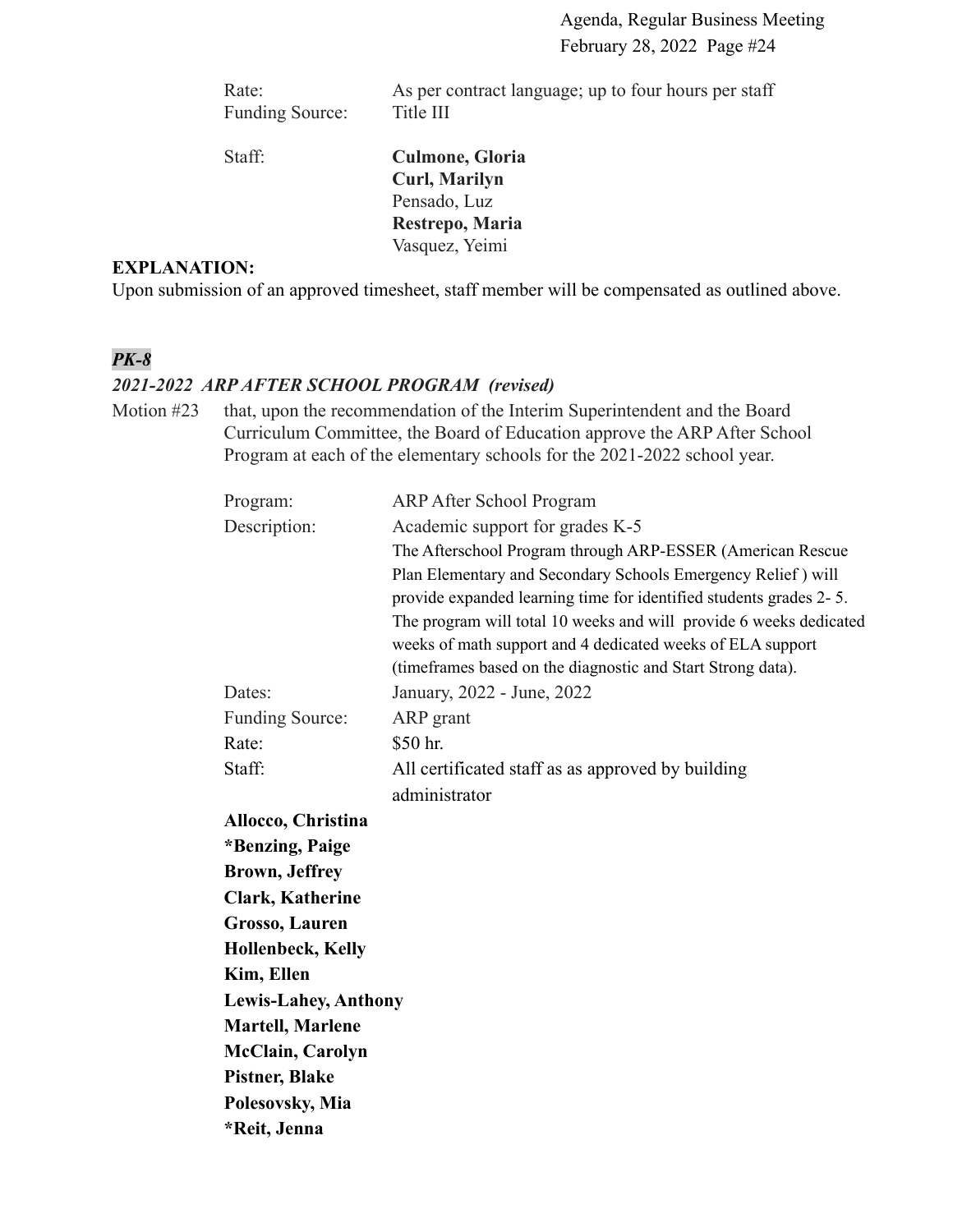Rate: As per contract language; up to four hours per staff
Funding Source: Title III

Staff:
**Culmone, Gloria**
**Curl, Marilyn**
Pensado, Luz
**Restrepo, Maria**
Vasquez, Yeimi

**EXPLANATION:**
Upon submission of an approved timesheet, staff member will be compensated as outlined above.

***PK-8***

***2021-2022 ARP AFTER SCHOOL PROGRAM (revised)***

Motion #23 that, upon the recommendation of the Interim Superintendent and the Board Curriculum Committee, the Board of Education approve the ARP After School Program at each of the elementary schools for the 2021-2022 school year.

Program: ARP After School Program

Description: Academic support for grades K-5
The Afterschool Program through ARP-ESSER (American Rescue Plan Elementary and Secondary Schools Emergency Relief ) will provide expanded learning time for identified students grades 2- 5. The program will total 10 weeks and will provide 6 weeks dedicated weeks of math support and 4 dedicated weeks of ELA support (timeframes based on the diagnostic and Start Strong data).

Dates: January, 2022 - June, 2022

Funding Source: ARP grant

Rate: $50 hr.

Staff: All certificated staff as as approved by building administrator

**Allocco, Christina**
***Benzing, Paige**
**Brown, Jeffrey**
**Clark, Katherine**
**Grosso, Lauren**
**Hollenbeck, Kelly**
**Kim, Ellen**
**Lewis-Lahey, Anthony**
**Martell, Marlene**
**McClain, Carolyn**
**Pistner, Blake**
**Polesovsky, Mia**
***Reit, Jenna**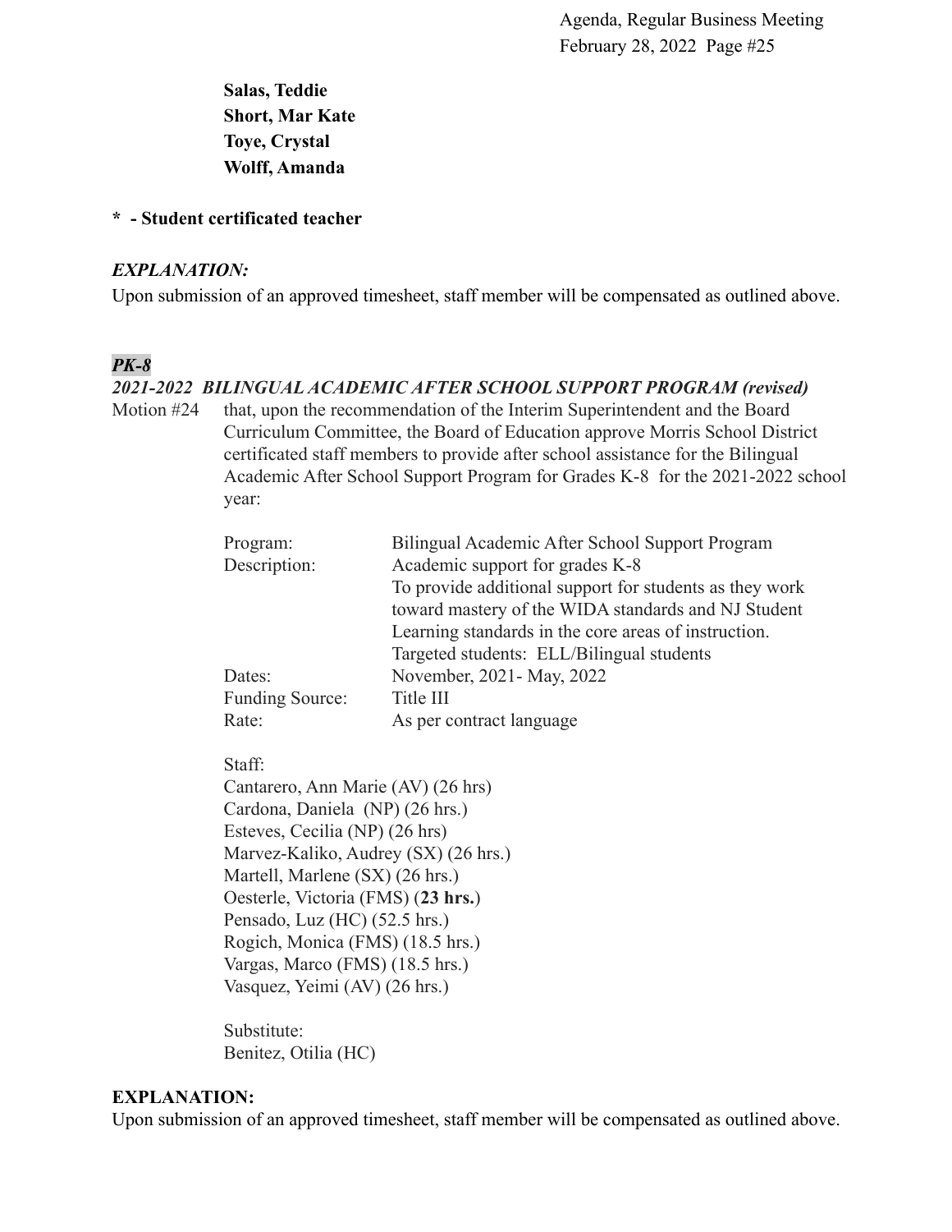**Salas, Teddie**
**Short, Mar Kate**
**Toye, Crystal**
**Wolff, Amanda**

**\* - Student certificated teacher**

***EXPLANATION:***
Upon submission of an approved timesheet, staff member will be compensated as outlined above.

***PK-8***

***2021-2022 BILINGUAL ACADEMIC AFTER SCHOOL SUPPORT PROGRAM (revised)***

Motion #24 that, upon the recommendation of the Interim Superintendent and the Board Curriculum Committee, the Board of Education approve Morris School District certificated staff members to provide after school assistance for the Bilingual Academic After School Support Program for Grades K-8 for the 2021-2022 school year:

| | |
|---|---|
| Program: | Bilingual Academic After School Support Program |
| Description: | Academic support for grades K-8<br>To provide additional support for students as they work toward mastery of the WIDA standards and NJ Student Learning standards in the core areas of instruction.<br>Targeted students: ELL/Bilingual students |
| Dates: | November, 2021- May, 2022 |
| Funding Source: | Title III |
| Rate: | As per contract language |

Staff:
Cantarero, Ann Marie (AV) (26 hrs)
Cardona, Daniela (NP) (26 hrs.)
Esteves, Cecilia (NP) (26 hrs)
Marvez-Kaliko, Audrey (SX) (26 hrs.)
Martell, Marlene (SX) (26 hrs.)
Oesterle, Victoria (FMS) (**23 hrs.**)
Pensado, Luz (HC) (52.5 hrs.)
Rogich, Monica (FMS) (18.5 hrs.)
Vargas, Marco (FMS) (18.5 hrs.)
Vasquez, Yeimi (AV) (26 hrs.)

Substitute:
Benitez, Otilia (HC)

**EXPLANATION:**
Upon submission of an approved timesheet, staff member will be compensated as outlined above.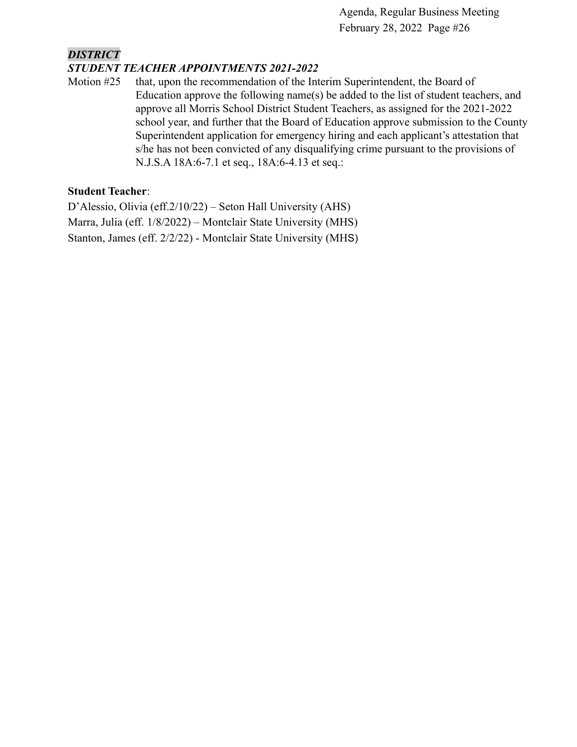***DISTRICT***

***STUDENT TEACHER APPOINTMENTS 2021-2022***

Motion #25 that, upon the recommendation of the Interim Superintendent, the Board of Education approve the following name(s) be added to the list of student teachers, and approve all Morris School District Student Teachers, as assigned for the 2021-2022 school year, and further that the Board of Education approve submission to the County Superintendent application for emergency hiring and each applicant's attestation that s/he has not been convicted of any disqualifying crime pursuant to the provisions of N.J.S.A 18A:6-7.1 et seq., 18A:6-4.13 et seq.:

**Student Teacher**:

D'Alessio, Olivia (eff.2/10/22) – Seton Hall University (AHS)
Marra, Julia (eff. 1/8/2022) – Montclair State University (MHS)
Stanton, James (eff. 2/2/22) - Montclair State University (MHS)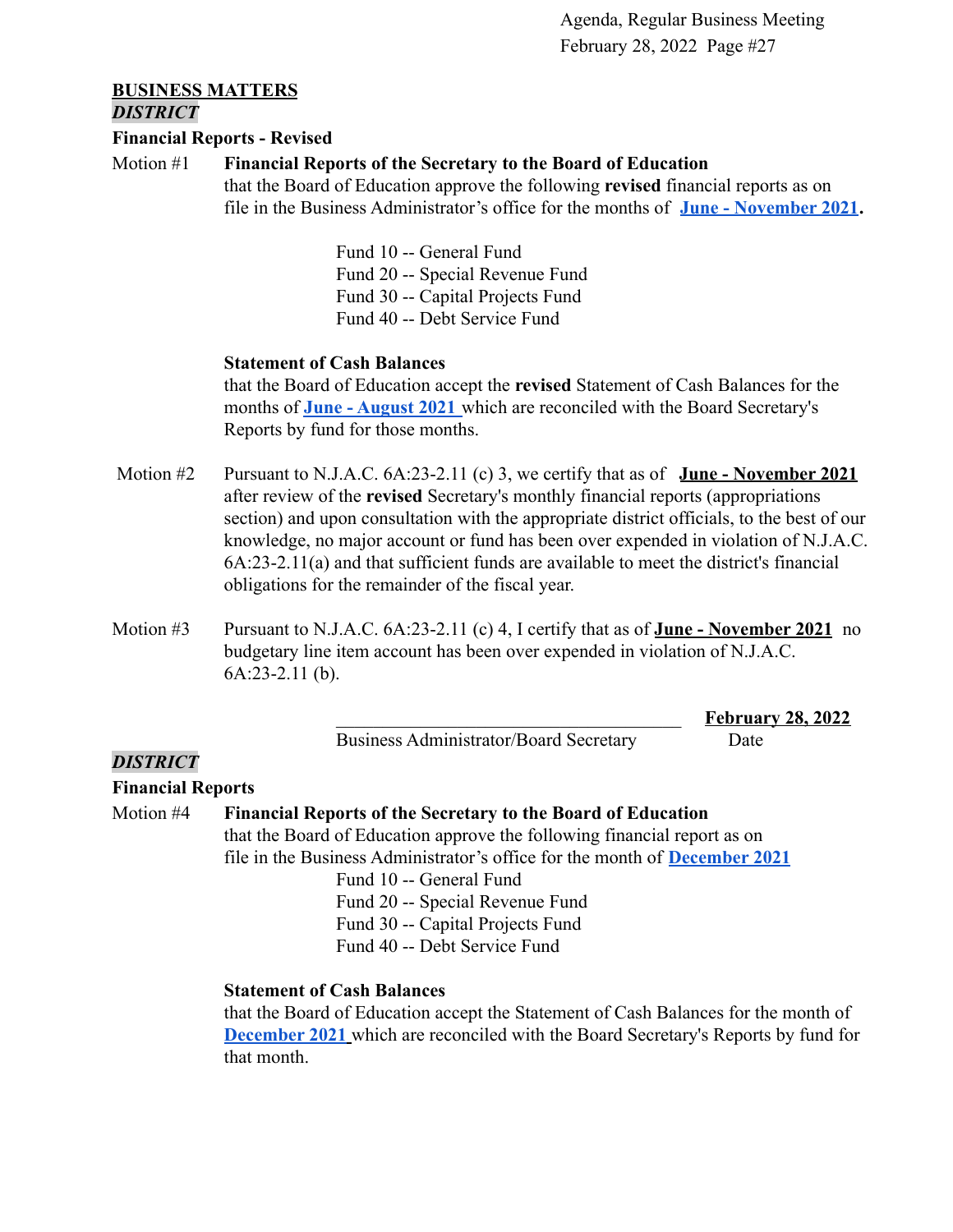## BUSINESS MATTERS

***DISTRICT***

**Financial Reports - Revised**

Motion #1 **Financial Reports of the Secretary to the Board of Education**
that the Board of Education approve the following **revised** financial reports as on file in the Business Administrator's office for the months of **June - November 2021**.

Fund 10 -- General Fund
Fund 20 -- Special Revenue Fund
Fund 30 -- Capital Projects Fund
Fund 40 -- Debt Service Fund

**Statement of Cash Balances**
that the Board of Education accept the **revised** Statement of Cash Balances for the months of **June - August 2021** which are reconciled with the Board Secretary's Reports by fund for those months.

Motion #2 Pursuant to N.J.A.C. 6A:23-2.11 (c) 3, we certify that as of **June - November 2021** after review of the **revised** Secretary's monthly financial reports (appropriations section) and upon consultation with the appropriate district officials, to the best of our knowledge, no major account or fund has been over expended in violation of N.J.A.C. 6A:23-2.11(a) and that sufficient funds are available to meet the district's financial obligations for the remainder of the fiscal year.

Motion #3 Pursuant to N.J.A.C. 6A:23-2.11 (c) 4, I certify that as of **June - November 2021** no budgetary line item account has been over expended in violation of N.J.A.C. 6A:23-2.11 (b).

_________________________________ **February 28, 2022**
Business Administrator/Board Secretary Date

***DISTRICT***

**Financial Reports**

Motion #4 **Financial Reports of the Secretary to the Board of Education**
that the Board of Education approve the following financial report as on file in the Business Administrator's office for the month of **December 2021**

Fund 10 -- General Fund
Fund 20 -- Special Revenue Fund
Fund 30 -- Capital Projects Fund
Fund 40 -- Debt Service Fund

**Statement of Cash Balances**
that the Board of Education accept the Statement of Cash Balances for the month of **December 2021** which are reconciled with the Board Secretary's Reports by fund for that month.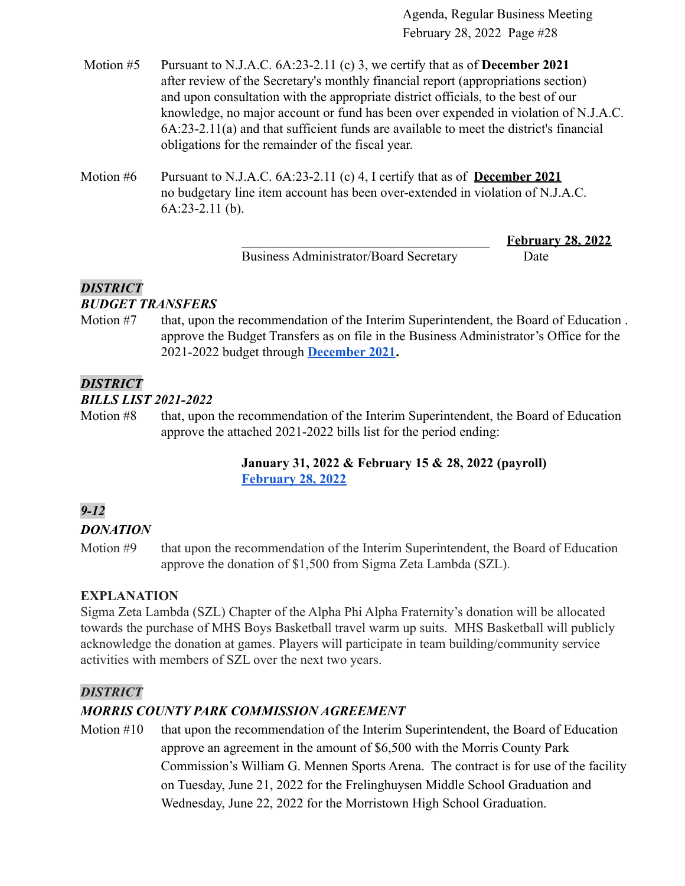Motion #5 Pursuant to N.J.A.C. 6A:23-2.11 (c) 3, we certify that as of **December 2021** after review of the Secretary's monthly financial report (appropriations section) and upon consultation with the appropriate district officials, to the best of our knowledge, no major account or fund has been over expended in violation of N.J.A.C. 6A:23-2.11(a) and that sufficient funds are available to meet the district's financial obligations for the remainder of the fiscal year.

Motion #6 Pursuant to N.J.A.C. 6A:23-2.11 (c) 4, I certify that as of **December 2021** no budgetary line item account has been over-extended in violation of N.J.A.C. 6A:23-2.11 (b).

\_\_\_\_\_\_\_\_\_\_\_\_\_\_\_\_\_\_\_\_\_\_\_\_\_\_\_\_\_\_\_\_\_\_\_\_\_\_ **February 28, 2022**
Business Administrator/Board Secretary Date

***DISTRICT***
***BUDGET TRANSFERS***

Motion #7 that, upon the recommendation of the Interim Superintendent, the Board of Education . approve the Budget Transfers as on file in the Business Administrator's Office for the 2021-2022 budget through **December 2021**.

***DISTRICT***
***BILLS LIST 2021-2022***

Motion #8 that, upon the recommendation of the Interim Superintendent, the Board of Education approve the attached 2021-2022 bills list for the period ending:

**January 31, 2022 & February 15 & 28, 2022 (payroll)**
**February 28, 2022**

***9-12***
***DONATION***

Motion #9 that upon the recommendation of the Interim Superintendent, the Board of Education approve the donation of $1,500 from Sigma Zeta Lambda (SZL).

**EXPLANATION**
Sigma Zeta Lambda (SZL) Chapter of the Alpha Phi Alpha Fraternity's donation will be allocated towards the purchase of MHS Boys Basketball travel warm up suits. MHS Basketball will publicly acknowledge the donation at games. Players will participate in team building/community service activities with members of SZL over the next two years.

***DISTRICT***
***MORRIS COUNTY PARK COMMISSION AGREEMENT***

Motion #10 that upon the recommendation of the Interim Superintendent, the Board of Education approve an agreement in the amount of $6,500 with the Morris County Park Commission's William G. Mennen Sports Arena. The contract is for use of the facility on Tuesday, June 21, 2022 for the Frelinghuysen Middle School Graduation and Wednesday, June 22, 2022 for the Morristown High School Graduation.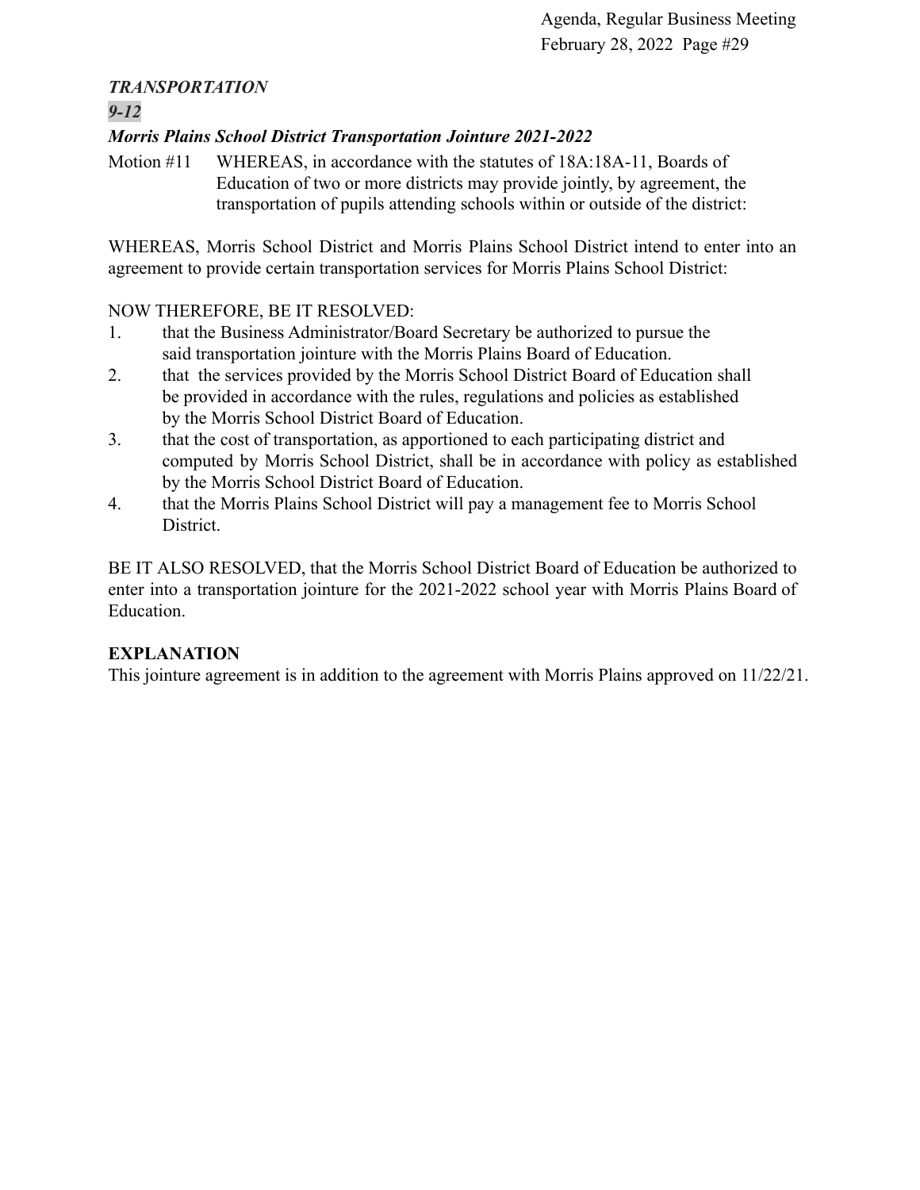***TRANSPORTATION***

***9-12***

***Morris Plains School District Transportation Jointure 2021-2022***

Motion #11 WHEREAS, in accordance with the statutes of 18A:18A-11, Boards of Education of two or more districts may provide jointly, by agreement, the transportation of pupils attending schools within or outside of the district:

WHEREAS, Morris School District and Morris Plains School District intend to enter into an agreement to provide certain transportation services for Morris Plains School District:

NOW THEREFORE, BE IT RESOLVED:

1. that the Business Administrator/Board Secretary be authorized to pursue the said transportation jointure with the Morris Plains Board of Education.
2. that the services provided by the Morris School District Board of Education shall be provided in accordance with the rules, regulations and policies as established by the Morris School District Board of Education.
3. that the cost of transportation, as apportioned to each participating district and computed by Morris School District, shall be in accordance with policy as established by the Morris School District Board of Education.
4. that the Morris Plains School District will pay a management fee to Morris School District.

BE IT ALSO RESOLVED, that the Morris School District Board of Education be authorized to enter into a transportation jointure for the 2021-2022 school year with Morris Plains Board of Education.

**EXPLANATION**

This jointure agreement is in addition to the agreement with Morris Plains approved on 11/22/21.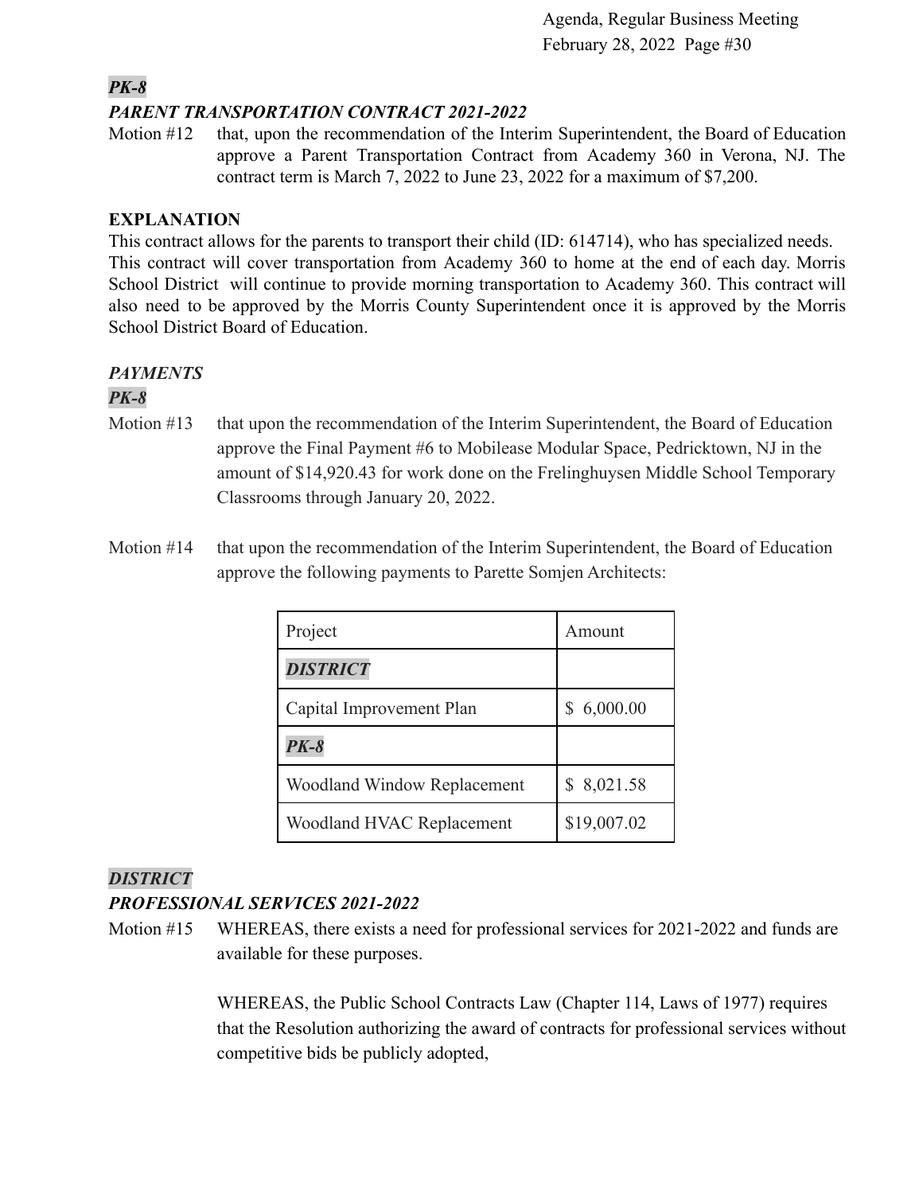***PK-8***

***PARENT TRANSPORTATION CONTRACT 2021-2022***

Motion #12 that, upon the recommendation of the Interim Superintendent, the Board of Education approve a Parent Transportation Contract from Academy 360 in Verona, NJ. The contract term is March 7, 2022 to June 23, 2022 for a maximum of $7,200.

**EXPLANATION**

This contract allows for the parents to transport their child (ID: 614714), who has specialized needs. This contract will cover transportation from Academy 360 to home at the end of each day. Morris School District will continue to provide morning transportation to Academy 360. This contract will also need to be approved by the Morris County Superintendent once it is approved by the Morris School District Board of Education.

***PAYMENTS***

***PK-8***

Motion #13 that upon the recommendation of the Interim Superintendent, the Board of Education approve the Final Payment #6 to Mobilease Modular Space, Pedricktown, NJ in the amount of $14,920.43 for work done on the Frelinghuysen Middle School Temporary Classrooms through January 20, 2022.

Motion #14 that upon the recommendation of the Interim Superintendent, the Board of Education approve the following payments to Parette Somjen Architects:

| Project | Amount |
|---|---|
| ***DISTRICT*** | |
| Capital Improvement Plan | $ 6,000.00 |
| ***PK-8*** | |
| Woodland Window Replacement | $ 8,021.58 |
| Woodland HVAC Replacement | $19,007.02 |

***DISTRICT***

***PROFESSIONAL SERVICES 2021-2022***

Motion #15 WHEREAS, there exists a need for professional services for 2021-2022 and funds are available for these purposes.

WHEREAS, the Public School Contracts Law (Chapter 114, Laws of 1977) requires that the Resolution authorizing the award of contracts for professional services without competitive bids be publicly adopted,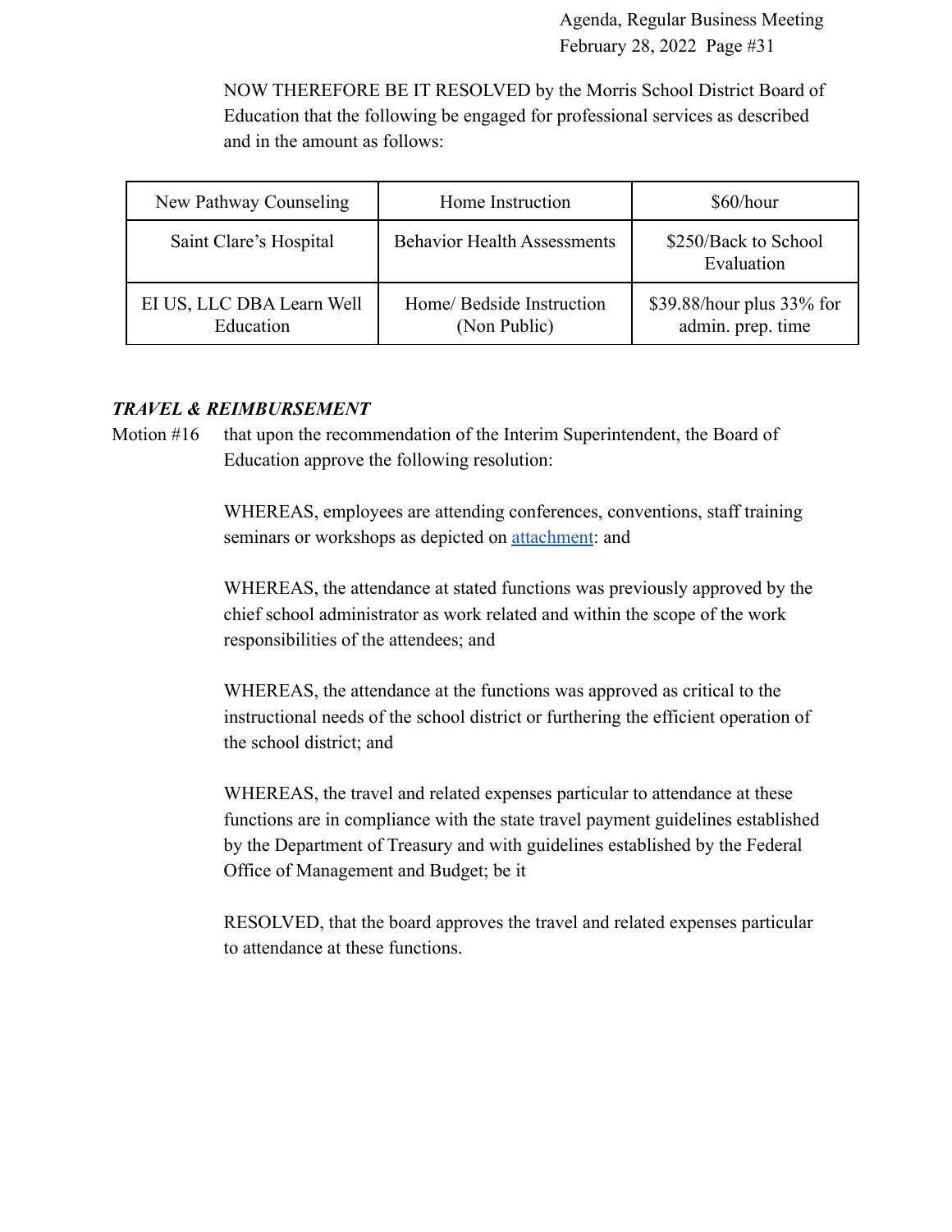NOW THEREFORE BE IT RESOLVED by the Morris School District Board of Education that the following be engaged for professional services as described and in the amount as follows:

| | | |
|---|---|---|
| New Pathway Counseling | Home Instruction | $60/hour |
| Saint Clare's Hospital | Behavior Health Assessments | $250/Back to School Evaluation |
| EI US, LLC DBA Learn Well Education | Home/ Bedside Instruction (Non Public) | $39.88/hour plus 33% for admin. prep. time |

***TRAVEL & REIMBURSEMENT***

Motion #16 that upon the recommendation of the Interim Superintendent, the Board of Education approve the following resolution:

WHEREAS, employees are attending conferences, conventions, staff training seminars or workshops as depicted on attachment: and

WHEREAS, the attendance at stated functions was previously approved by the chief school administrator as work related and within the scope of the work responsibilities of the attendees; and

WHEREAS, the attendance at the functions was approved as critical to the instructional needs of the school district or furthering the efficient operation of the school district; and

WHEREAS, the travel and related expenses particular to attendance at these functions are in compliance with the state travel payment guidelines established by the Department of Treasury and with guidelines established by the Federal Office of Management and Budget; be it

RESOLVED, that the board approves the travel and related expenses particular to attendance at these functions.